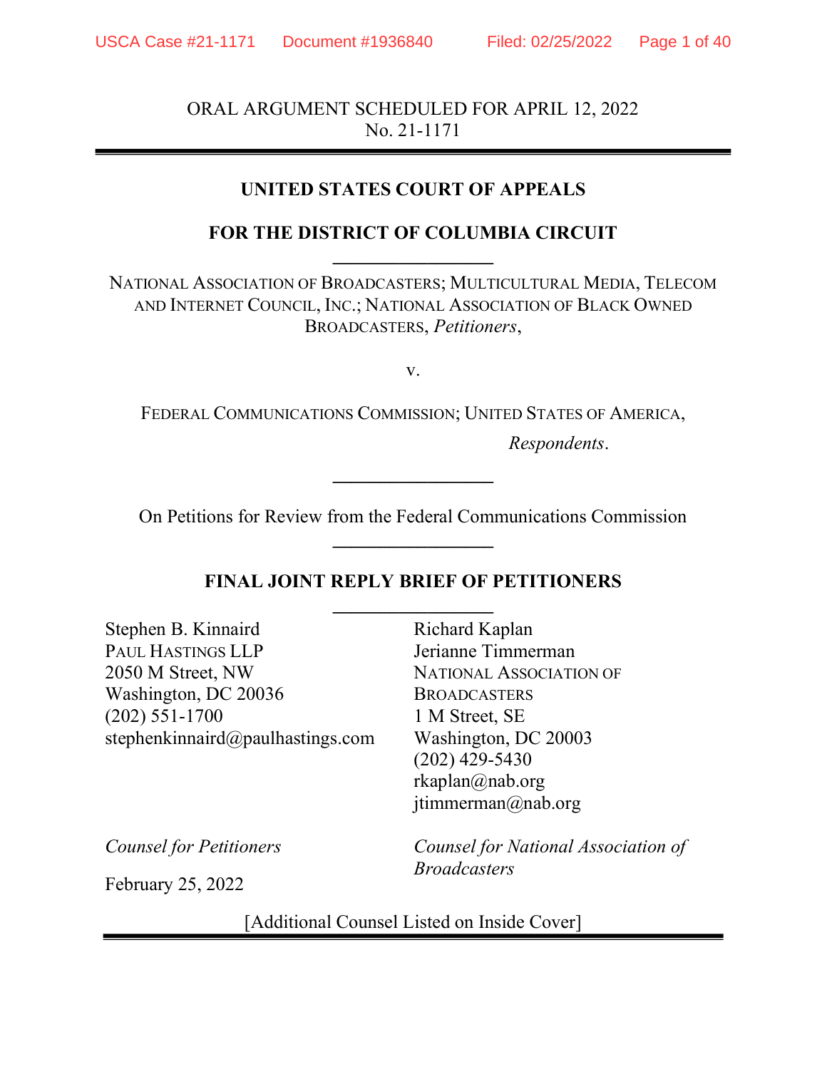ORAL ARGUMENT SCHEDULED FOR APRIL 12, 2022
No. 21-1171

## UNITED STATES COURT OF APPEALS

## FOR THE DISTRICT OF COLUMBIA CIRCUIT

NATIONAL ASSOCIATION OF BROADCASTERS; MULTICULTURAL MEDIA, TELECOM AND INTERNET COUNCIL, INC.; NATIONAL ASSOCIATION OF BLACK OWNED BROADCASTERS, *Petitioners*,

v.

FEDERAL COMMUNICATIONS COMMISSION; UNITED STATES OF AMERICA,

*Respondents*.

On Petitions for Review from the Federal Communications Commission

## FINAL JOINT REPLY BRIEF OF PETITIONERS

Stephen B. Kinnaird
PAUL HASTINGS LLP
2050 M Street, NW
Washington, DC 20036
(202) 551-1700
stephenkinnaird@paulhastings.com

*Counsel for Petitioners*

February 25, 2022

Richard Kaplan
Jerianne Timmerman
NATIONAL ASSOCIATION OF BROADCASTERS
1 M Street, SE
Washington, DC 20003
(202) 429-5430
rkaplan@nab.org
jtimmerman@nab.org

*Counsel for National Association of Broadcasters*

[Additional Counsel Listed on Inside Cover]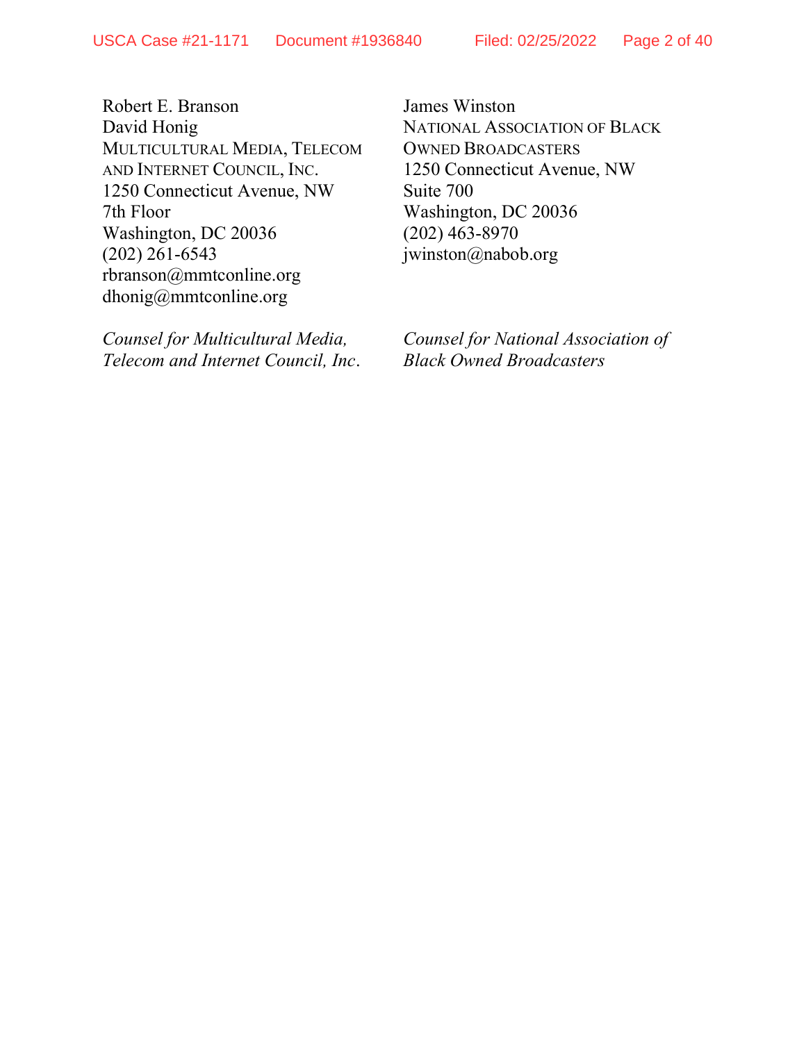Robert E. Branson
David Honig
MULTICULTURAL MEDIA, TELECOM AND INTERNET COUNCIL, INC.
1250 Connecticut Avenue, NW
7th Floor
Washington, DC 20036
(202) 261-6543
rbranson@mmtconline.org
dhonig@mmtconline.org

*Counsel for Multicultural Media, Telecom and Internet Council, Inc.*

James Winston
NATIONAL ASSOCIATION OF BLACK OWNED BROADCASTERS
1250 Connecticut Avenue, NW
Suite 700
Washington, DC 20036
(202) 463-8970
jwinston@nabob.org

*Counsel for National Association of Black Owned Broadcasters*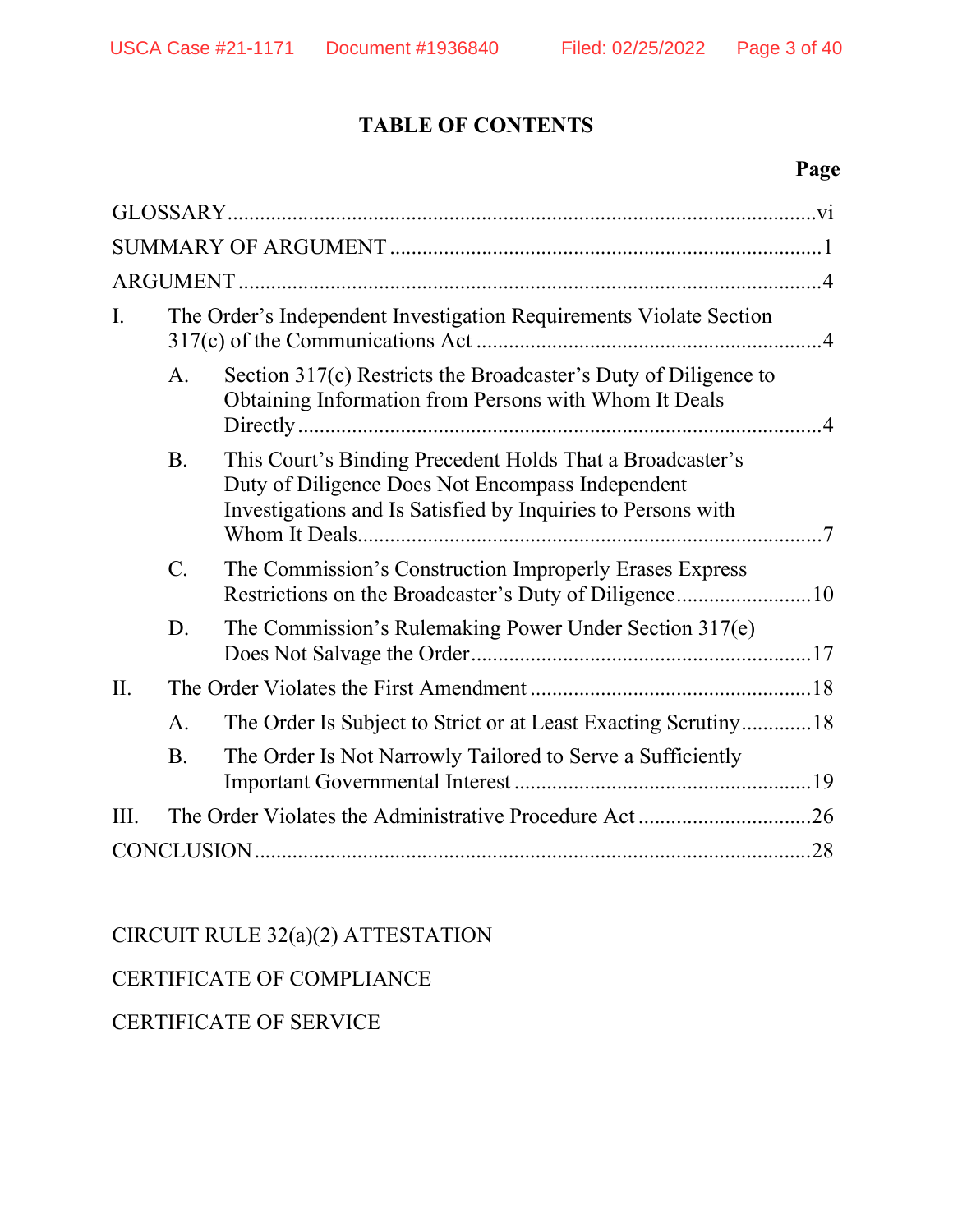# TABLE OF CONTENTS

| | | | Page |
|---|---|---|---|
| GLOSSARY | | | vi |
| SUMMARY OF ARGUMENT | | | 1 |
| ARGUMENT | | | 4 |
| I. | The Order's Independent Investigation Requirements Violate Section 317(c) of the Communications Act | | 4 |
| | A. | Section 317(c) Restricts the Broadcaster's Duty of Diligence to Obtaining Information from Persons with Whom It Deals Directly | 4 |
| | B. | This Court's Binding Precedent Holds That a Broadcaster's Duty of Diligence Does Not Encompass Independent Investigations and Is Satisfied by Inquiries to Persons with Whom It Deals | 7 |
| | C. | The Commission's Construction Improperly Erases Express Restrictions on the Broadcaster's Duty of Diligence | 10 |
| | D. | The Commission's Rulemaking Power Under Section 317(e) Does Not Salvage the Order | 17 |
| II. | The Order Violates the First Amendment | | 18 |
| | A. | The Order Is Subject to Strict or at Least Exacting Scrutiny | 18 |
| | B. | The Order Is Not Narrowly Tailored to Serve a Sufficiently Important Governmental Interest | 19 |
| III. | The Order Violates the Administrative Procedure Act | | 26 |
| CONCLUSION | | | 28 |

CIRCUIT RULE 32(a)(2) ATTESTATION

CERTIFICATE OF COMPLIANCE

CERTIFICATE OF SERVICE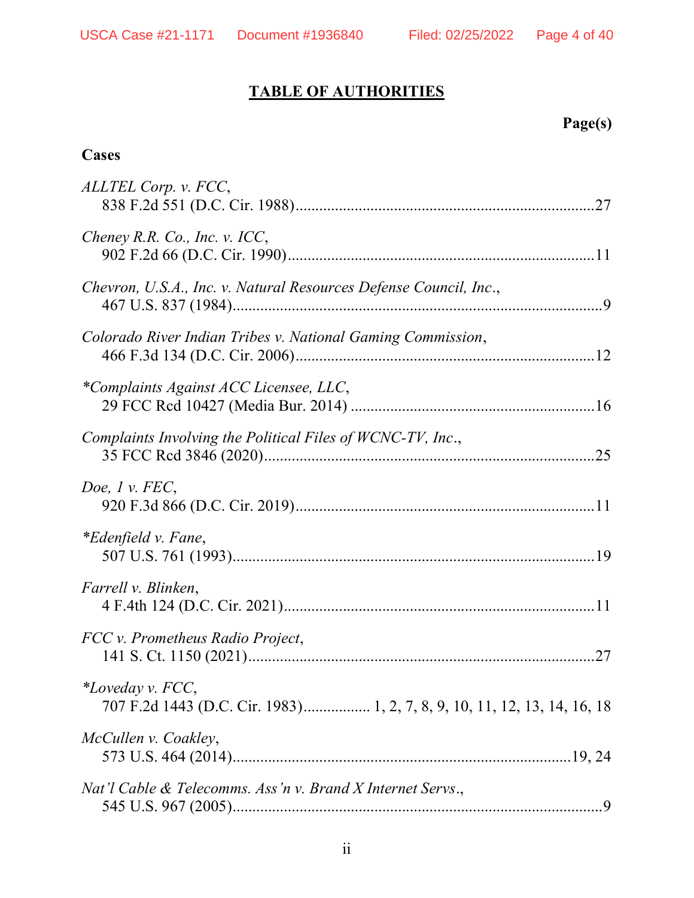## TABLE OF AUTHORITIES

**Page(s)**

### Cases

*ALLTEL Corp. v. FCC*,
838 F.2d 551 (D.C. Cir. 1988)....................27

*Cheney R.R. Co., Inc. v. ICC*,
902 F.2d 66 (D.C. Cir. 1990)....................11

*Chevron, U.S.A., Inc. v. Natural Resources Defense Council, Inc*.,
467 U.S. 837 (1984)....................9

*Colorado River Indian Tribes v. National Gaming Commission*,
466 F.3d 134 (D.C. Cir. 2006)....................12

*\*Complaints Against ACC Licensee, LLC*,
29 FCC Rcd 10427 (Media Bur. 2014)....................16

*Complaints Involving the Political Files of WCNC-TV, Inc*.,
35 FCC Rcd 3846 (2020)....................25

*Doe, 1 v. FEC*,
920 F.3d 866 (D.C. Cir. 2019)....................11

*\*Edenfield v. Fane*,
507 U.S. 761 (1993)....................19

*Farrell v. Blinken*,
4 F.4th 124 (D.C. Cir. 2021)....................11

*FCC v. Prometheus Radio Project*,
141 S. Ct. 1150 (2021)....................27

*\*Loveday v. FCC*,
707 F.2d 1443 (D.C. Cir. 1983).................... 1, 2, 7, 8, 9, 10, 11, 12, 13, 14, 16, 18

*McCullen v. Coakley*,
573 U.S. 464 (2014)....................19, 24

*Nat'l Cable & Telecomms. Ass'n v. Brand X Internet Servs*.,
545 U.S. 967 (2005)....................9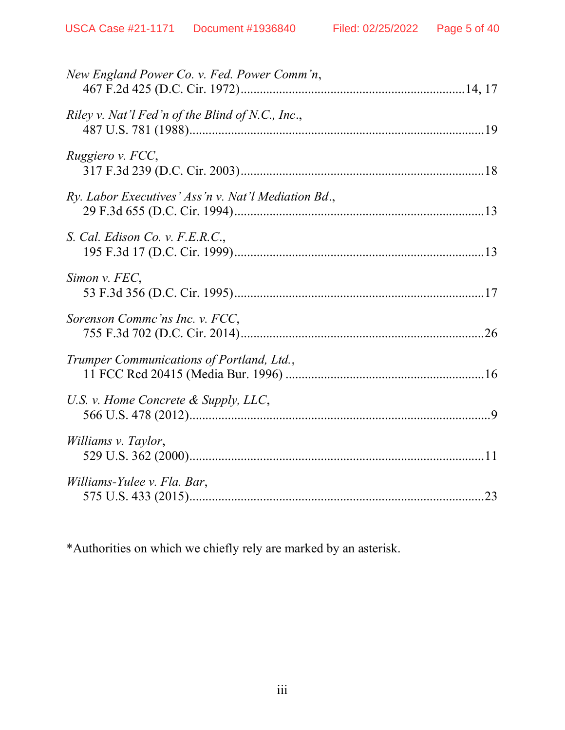*New England Power Co. v. Fed. Power Comm'n*,
467 F.2d 425 (D.C. Cir. 1972).....................................................................14, 17

*Riley v. Nat'l Fed'n of the Blind of N.C., Inc.*,
487 U.S. 781 (1988)..........................................................................................19

*Ruggiero v. FCC*,
317 F.3d 239 (D.C. Cir. 2003)..........................................................................18

*Ry. Labor Executives' Ass'n v. Nat'l Mediation Bd.*,
29 F.3d 655 (D.C. Cir. 1994)............................................................................13

*S. Cal. Edison Co. v. F.E.R.C.*,
195 F.3d 17 (D.C. Cir. 1999)............................................................................13

*Simon v. FEC*,
53 F.3d 356 (D.C. Cir. 1995)............................................................................17

*Sorenson Commc'ns Inc. v. FCC*,
755 F.3d 702 (D.C. Cir. 2014)..........................................................................26

*Trumper Communications of Portland, Ltd.*,
11 FCC Rcd 20415 (Media Bur. 1996) ............................................................16

*U.S. v. Home Concrete & Supply, LLC*,
566 U.S. 478 (2012)............................................................................................9

*Williams v. Taylor*,
529 U.S. 362 (2000)..........................................................................................11

*Williams-Yulee v. Fla. Bar*,
575 U.S. 433 (2015)..........................................................................................23

*Authorities on which we chiefly rely are marked by an asterisk.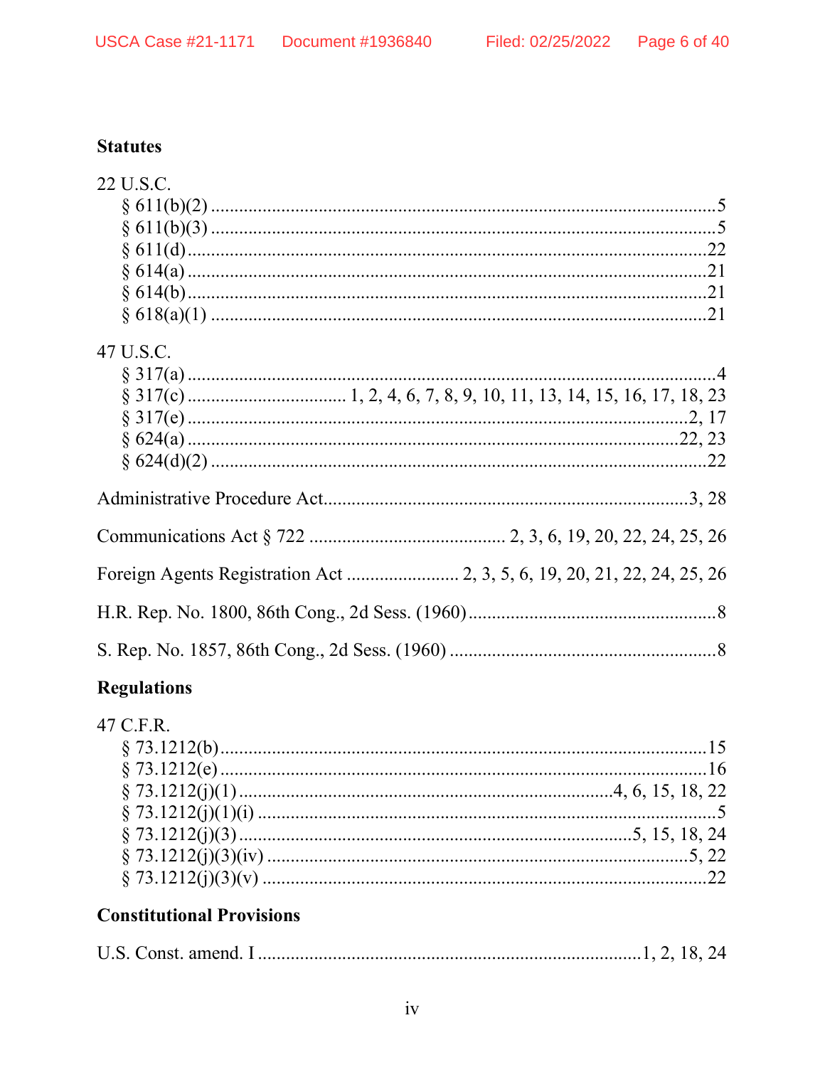## Statutes

22 U.S.C.
- § 611(b)(2) .......... 5
- § 611(b)(3) .......... 5
- § 611(d) .......... 22
- § 614(a) .......... 21
- § 614(b) .......... 21
- § 618(a)(1) .......... 21

47 U.S.C.
- § 317(a) .......... 4
- § 317(c) .......... 1, 2, 4, 6, 7, 8, 9, 10, 11, 13, 14, 15, 16, 17, 18, 23
- § 317(e) .......... 2, 17
- § 624(a) .......... 22, 23
- § 624(d)(2) .......... 22

Administrative Procedure Act .......... 3, 28

Communications Act § 722 .......... 2, 3, 6, 19, 20, 22, 24, 25, 26

Foreign Agents Registration Act .......... 2, 3, 5, 6, 19, 20, 21, 22, 24, 25, 26

H.R. Rep. No. 1800, 86th Cong., 2d Sess. (1960) .......... 8

S. Rep. No. 1857, 86th Cong., 2d Sess. (1960) .......... 8

## Regulations

47 C.F.R.
- § 73.1212(b) .......... 15
- § 73.1212(e) .......... 16
- § 73.1212(j)(1) .......... 4, 6, 15, 18, 22
- § 73.1212(j)(1)(i) .......... 5
- § 73.1212(j)(3) .......... 5, 15, 18, 24
- § 73.1212(j)(3)(iv) .......... 5, 22
- § 73.1212(j)(3)(v) .......... 22

## Constitutional Provisions

U.S. Const. amend. I .......... 1, 2, 18, 24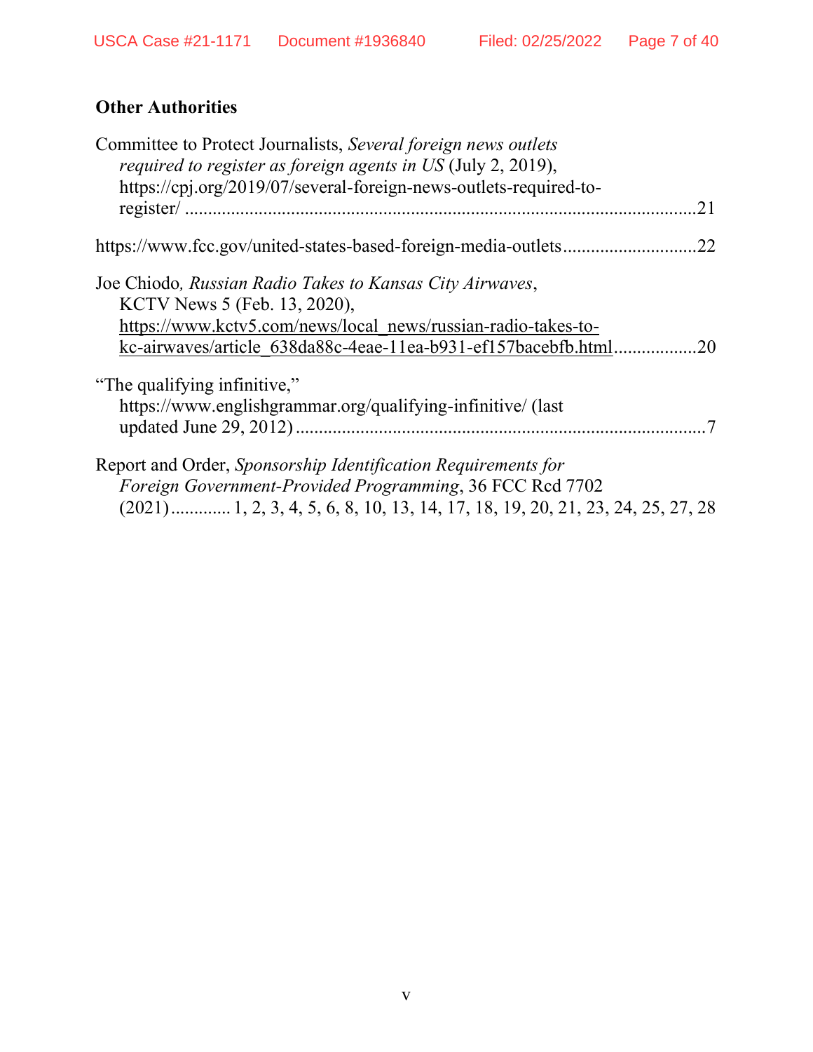**Other Authorities**

Committee to Protect Journalists, *Several foreign news outlets required to register as foreign agents in US* (July 2, 2019), https://cpj.org/2019/07/several-foreign-news-outlets-required-to-register/ ............................................................................................................21

https://www.fcc.gov/united-states-based-foreign-media-outlets.............................22

Joe Chiodo*, Russian Radio Takes to Kansas City Airwaves*, KCTV News 5 (Feb. 13, 2020), https://www.kctv5.com/news/local_news/russian-radio-takes-to-kc-airwaves/article_638da88c-4eae-11ea-b931-ef157bacebfb.html..................20

"The qualifying infinitive," https://www.englishgrammar.org/qualifying-infinitive/ (last updated June 29, 2012) .........................................................................................7

Report and Order, *Sponsorship Identification Requirements for Foreign Government-Provided Programming*, 36 FCC Rcd 7702 (2021)............. 1, 2, 3, 4, 5, 6, 8, 10, 13, 14, 17, 18, 19, 20, 21, 23, 24, 25, 27, 28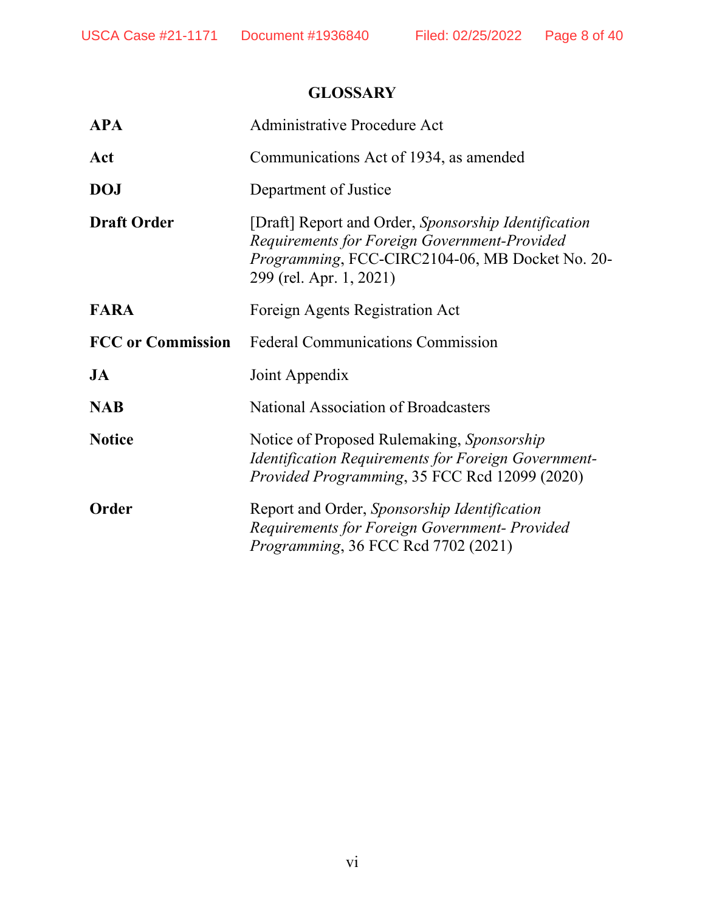## GLOSSARY

| | |
|---|---|
| **APA** | Administrative Procedure Act |
| **Act** | Communications Act of 1934, as amended |
| **DOJ** | Department of Justice |
| **Draft Order** | [Draft] Report and Order, *Sponsorship Identification Requirements for Foreign Government-Provided Programming*, FCC-CIRC2104-06, MB Docket No. 20-299 (rel. Apr. 1, 2021) |
| **FARA** | Foreign Agents Registration Act |
| **FCC or Commission** | Federal Communications Commission |
| **JA** | Joint Appendix |
| **NAB** | National Association of Broadcasters |
| **Notice** | Notice of Proposed Rulemaking, *Sponsorship Identification Requirements for Foreign Government-Provided Programming*, 35 FCC Rcd 12099 (2020) |
| **Order** | Report and Order, *Sponsorship Identification Requirements for Foreign Government- Provided Programming*, 36 FCC Rcd 7702 (2021) |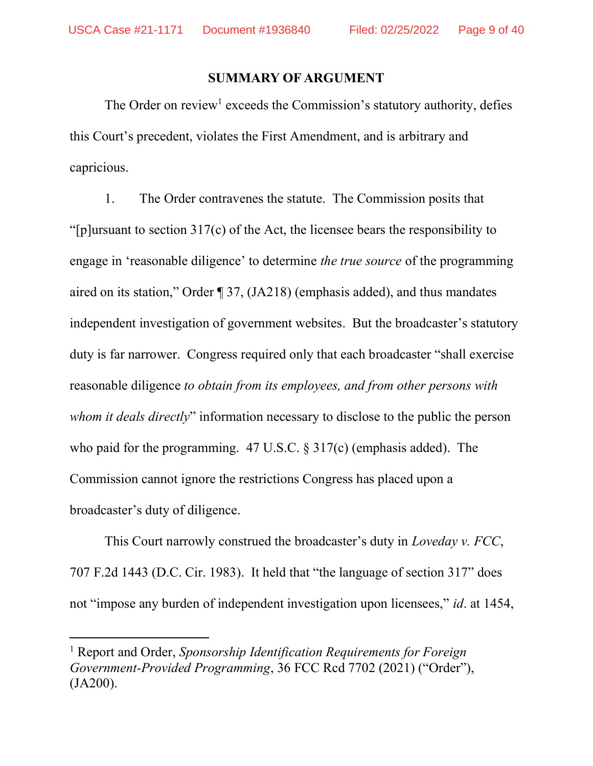## SUMMARY OF ARGUMENT

The Order on review[1] exceeds the Commission's statutory authority, defies this Court's precedent, violates the First Amendment, and is arbitrary and capricious.

1. The Order contravenes the statute. The Commission posits that "[p]ursuant to section 317(c) of the Act, the licensee bears the responsibility to engage in 'reasonable diligence' to determine *the true source* of the programming aired on its station," Order ¶ 37, (JA218) (emphasis added), and thus mandates independent investigation of government websites. But the broadcaster's statutory duty is far narrower. Congress required only that each broadcaster "shall exercise reasonable diligence *to obtain from its employees, and from other persons with whom it deals directly*" information necessary to disclose to the public the person who paid for the programming. 47 U.S.C. § 317(c) (emphasis added). The Commission cannot ignore the restrictions Congress has placed upon a broadcaster's duty of diligence.

This Court narrowly construed the broadcaster's duty in *Loveday v. FCC*, 707 F.2d 1443 (D.C. Cir. 1983). It held that "the language of section 317" does not "impose any burden of independent investigation upon licensees," *id*. at 1454,

[1] Report and Order, *Sponsorship Identification Requirements for Foreign Government-Provided Programming*, 36 FCC Rcd 7702 (2021) ("Order"), (JA200).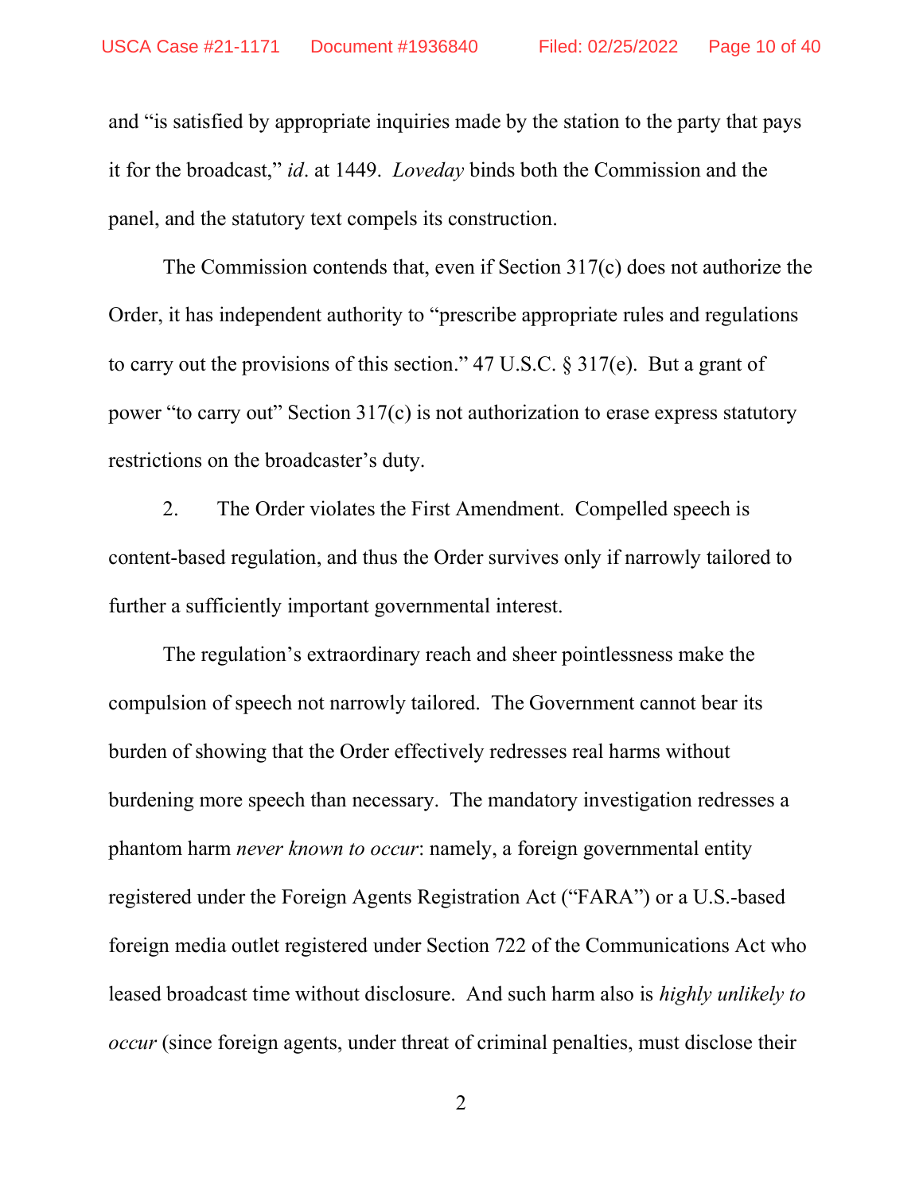and "is satisfied by appropriate inquiries made by the station to the party that pays it for the broadcast," *id*. at 1449. *Loveday* binds both the Commission and the panel, and the statutory text compels its construction.

The Commission contends that, even if Section 317(c) does not authorize the Order, it has independent authority to "prescribe appropriate rules and regulations to carry out the provisions of this section." 47 U.S.C. § 317(e). But a grant of power "to carry out" Section 317(c) is not authorization to erase express statutory restrictions on the broadcaster's duty.

2. The Order violates the First Amendment. Compelled speech is content-based regulation, and thus the Order survives only if narrowly tailored to further a sufficiently important governmental interest.

The regulation's extraordinary reach and sheer pointlessness make the compulsion of speech not narrowly tailored. The Government cannot bear its burden of showing that the Order effectively redresses real harms without burdening more speech than necessary. The mandatory investigation redresses a phantom harm *never known to occur*: namely, a foreign governmental entity registered under the Foreign Agents Registration Act ("FARA") or a U.S.-based foreign media outlet registered under Section 722 of the Communications Act who leased broadcast time without disclosure. And such harm also is *highly unlikely to occur* (since foreign agents, under threat of criminal penalties, must disclose their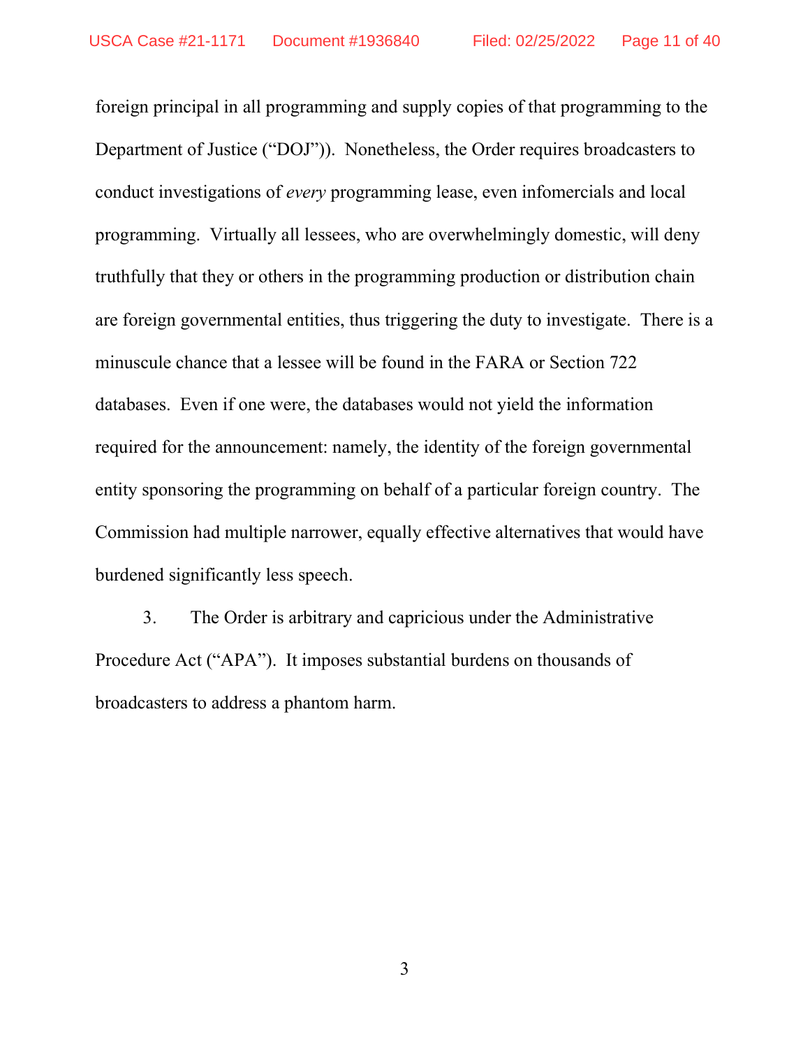foreign principal in all programming and supply copies of that programming to the Department of Justice ("DOJ")). Nonetheless, the Order requires broadcasters to conduct investigations of *every* programming lease, even infomercials and local programming. Virtually all lessees, who are overwhelmingly domestic, will deny truthfully that they or others in the programming production or distribution chain are foreign governmental entities, thus triggering the duty to investigate. There is a minuscule chance that a lessee will be found in the FARA or Section 722 databases. Even if one were, the databases would not yield the information required for the announcement: namely, the identity of the foreign governmental entity sponsoring the programming on behalf of a particular foreign country. The Commission had multiple narrower, equally effective alternatives that would have burdened significantly less speech.

3. The Order is arbitrary and capricious under the Administrative Procedure Act ("APA"). It imposes substantial burdens on thousands of broadcasters to address a phantom harm.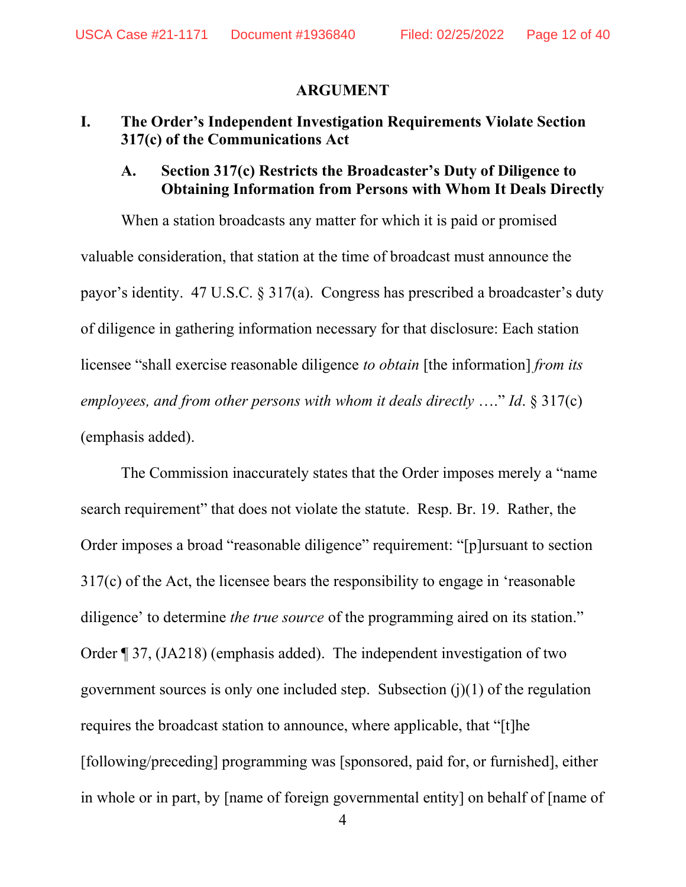## ARGUMENT

### I. The Order's Independent Investigation Requirements Violate Section 317(c) of the Communications Act

#### A. Section 317(c) Restricts the Broadcaster's Duty of Diligence to Obtaining Information from Persons with Whom It Deals Directly

When a station broadcasts any matter for which it is paid or promised valuable consideration, that station at the time of broadcast must announce the payor's identity. 47 U.S.C. § 317(a). Congress has prescribed a broadcaster's duty of diligence in gathering information necessary for that disclosure: Each station licensee "shall exercise reasonable diligence *to obtain* [the information] *from its employees, and from other persons with whom it deals directly* …." *Id*. § 317(c) (emphasis added).

The Commission inaccurately states that the Order imposes merely a "name search requirement" that does not violate the statute. Resp. Br. 19. Rather, the Order imposes a broad "reasonable diligence" requirement: "[p]ursuant to section 317(c) of the Act, the licensee bears the responsibility to engage in 'reasonable diligence' to determine *the true source* of the programming aired on its station." Order ¶ 37, (JA218) (emphasis added). The independent investigation of two government sources is only one included step. Subsection (j)(1) of the regulation requires the broadcast station to announce, where applicable, that "[t]he [following/preceding] programming was [sponsored, paid for, or furnished], either in whole or in part, by [name of foreign governmental entity] on behalf of [name of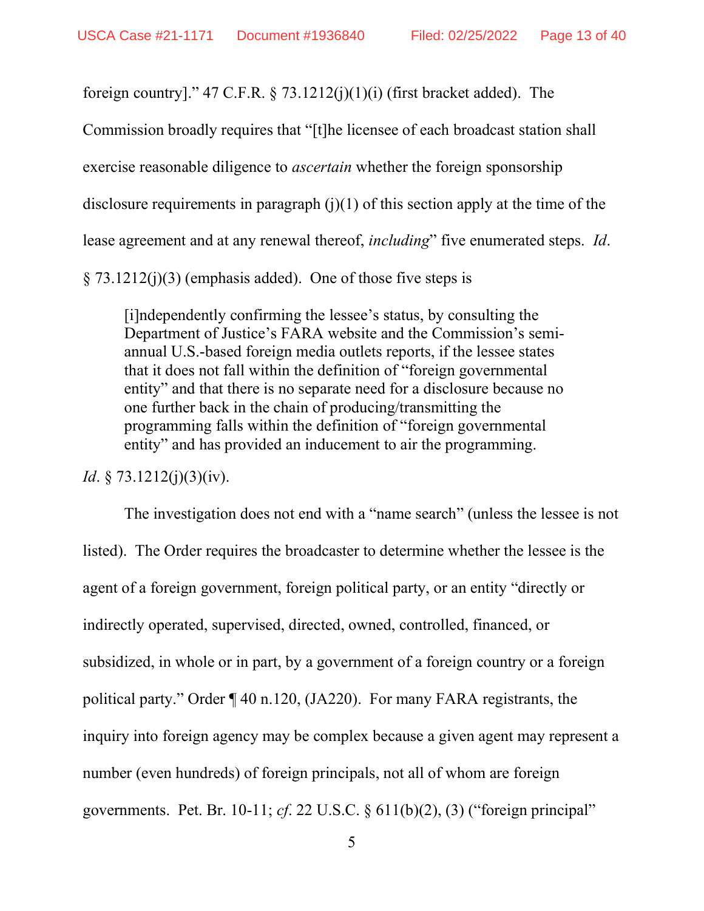foreign country]." 47 C.F.R. § 73.1212(j)(1)(i) (first bracket added). The Commission broadly requires that "[t]he licensee of each broadcast station shall exercise reasonable diligence to *ascertain* whether the foreign sponsorship disclosure requirements in paragraph (j)(1) of this section apply at the time of the lease agreement and at any renewal thereof, *including*" five enumerated steps. *Id*. § 73.1212(j)(3) (emphasis added). One of those five steps is

> [i]ndependently confirming the lessee's status, by consulting the Department of Justice's FARA website and the Commission's semi-annual U.S.-based foreign media outlets reports, if the lessee states that it does not fall within the definition of "foreign governmental entity" and that there is no separate need for a disclosure because no one further back in the chain of producing/transmitting the programming falls within the definition of "foreign governmental entity" and has provided an inducement to air the programming.

*Id*. § 73.1212(j)(3)(iv).

The investigation does not end with a "name search" (unless the lessee is not listed). The Order requires the broadcaster to determine whether the lessee is the agent of a foreign government, foreign political party, or an entity "directly or indirectly operated, supervised, directed, owned, controlled, financed, or subsidized, in whole or in part, by a government of a foreign country or a foreign political party." Order ¶ 40 n.120, (JA220). For many FARA registrants, the inquiry into foreign agency may be complex because a given agent may represent a number (even hundreds) of foreign principals, not all of whom are foreign governments. Pet. Br. 10-11; *cf*. 22 U.S.C. § 611(b)(2), (3) ("foreign principal"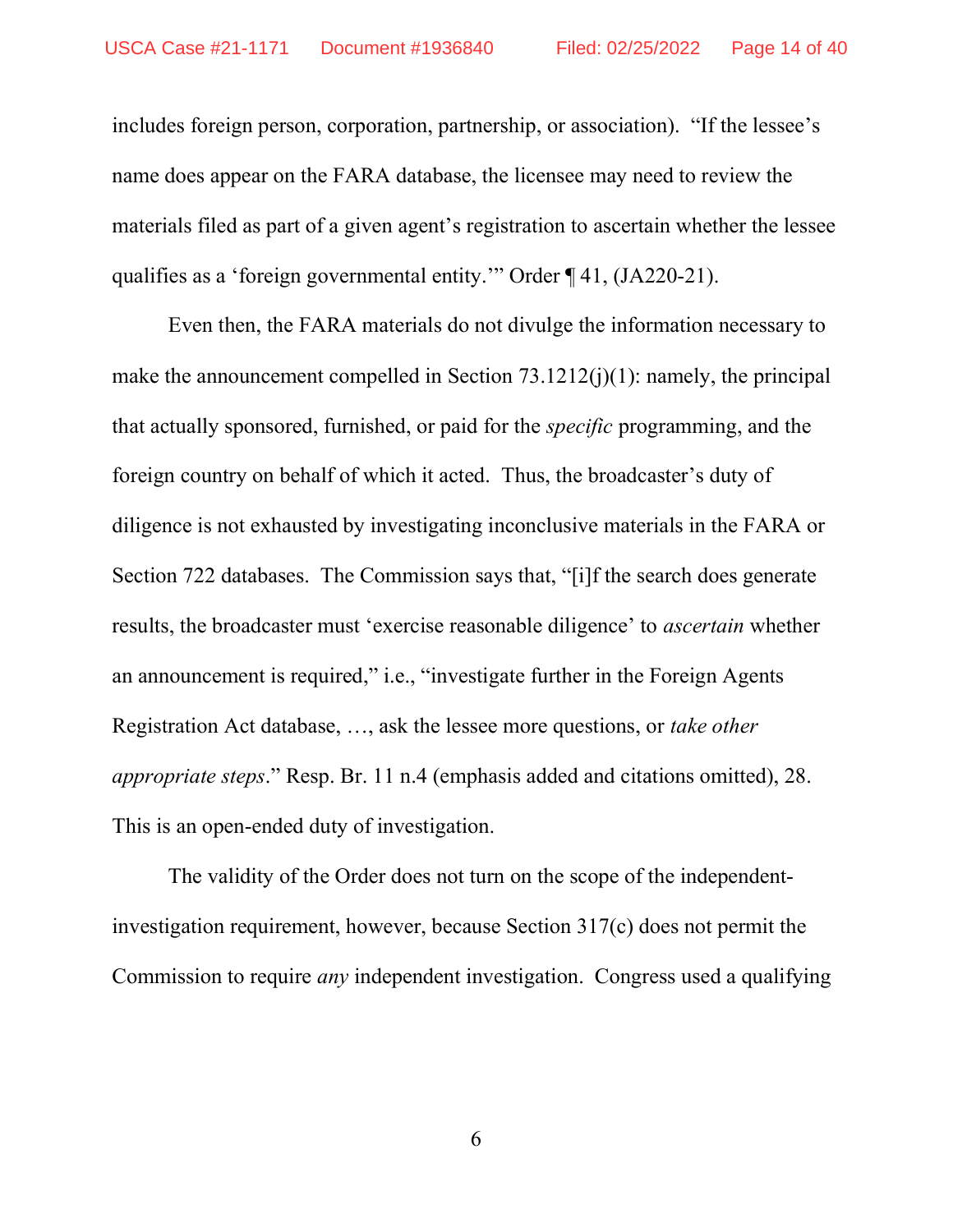includes foreign person, corporation, partnership, or association). "If the lessee's name does appear on the FARA database, the licensee may need to review the materials filed as part of a given agent's registration to ascertain whether the lessee qualifies as a 'foreign governmental entity.'" Order ¶ 41, (JA220-21).

Even then, the FARA materials do not divulge the information necessary to make the announcement compelled in Section 73.1212(j)(1): namely, the principal that actually sponsored, furnished, or paid for the *specific* programming, and the foreign country on behalf of which it acted. Thus, the broadcaster's duty of diligence is not exhausted by investigating inconclusive materials in the FARA or Section 722 databases. The Commission says that, "[i]f the search does generate results, the broadcaster must 'exercise reasonable diligence' to *ascertain* whether an announcement is required," i.e., "investigate further in the Foreign Agents Registration Act database, …, ask the lessee more questions, or *take other appropriate steps*." Resp. Br. 11 n.4 (emphasis added and citations omitted), 28. This is an open-ended duty of investigation.

The validity of the Order does not turn on the scope of the independent-investigation requirement, however, because Section 317(c) does not permit the Commission to require *any* independent investigation. Congress used a qualifying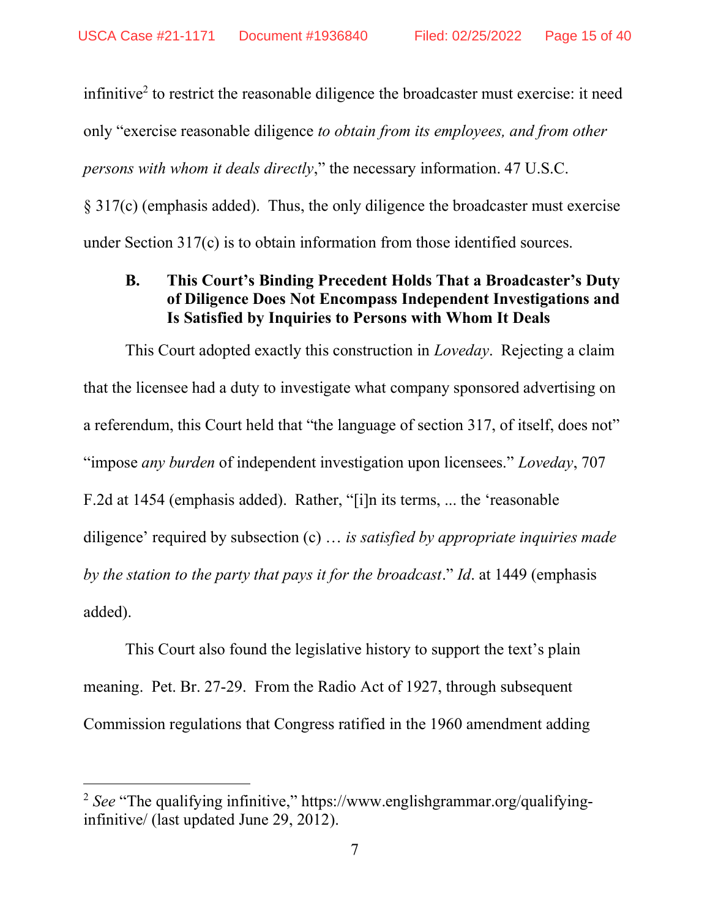infinitive[2] to restrict the reasonable diligence the broadcaster must exercise: it need only "exercise reasonable diligence *to obtain from its employees, and from other persons with whom it deals directly*," the necessary information. 47 U.S.C. § 317(c) (emphasis added). Thus, the only diligence the broadcaster must exercise under Section 317(c) is to obtain information from those identified sources.

### B. This Court's Binding Precedent Holds That a Broadcaster's Duty of Diligence Does Not Encompass Independent Investigations and Is Satisfied by Inquiries to Persons with Whom It Deals

This Court adopted exactly this construction in *Loveday*. Rejecting a claim that the licensee had a duty to investigate what company sponsored advertising on a referendum, this Court held that "the language of section 317, of itself, does not" "impose *any burden* of independent investigation upon licensees." *Loveday*, 707 F.2d at 1454 (emphasis added). Rather, "[i]n its terms, ... the 'reasonable diligence' required by subsection (c) … *is satisfied by appropriate inquiries made by the station to the party that pays it for the broadcast*." *Id*. at 1449 (emphasis added).

This Court also found the legislative history to support the text's plain meaning. Pet. Br. 27-29. From the Radio Act of 1927, through subsequent Commission regulations that Congress ratified in the 1960 amendment adding

---

[2] *See* "The qualifying infinitive," https://www.englishgrammar.org/qualifying-infinitive/ (last updated June 29, 2012).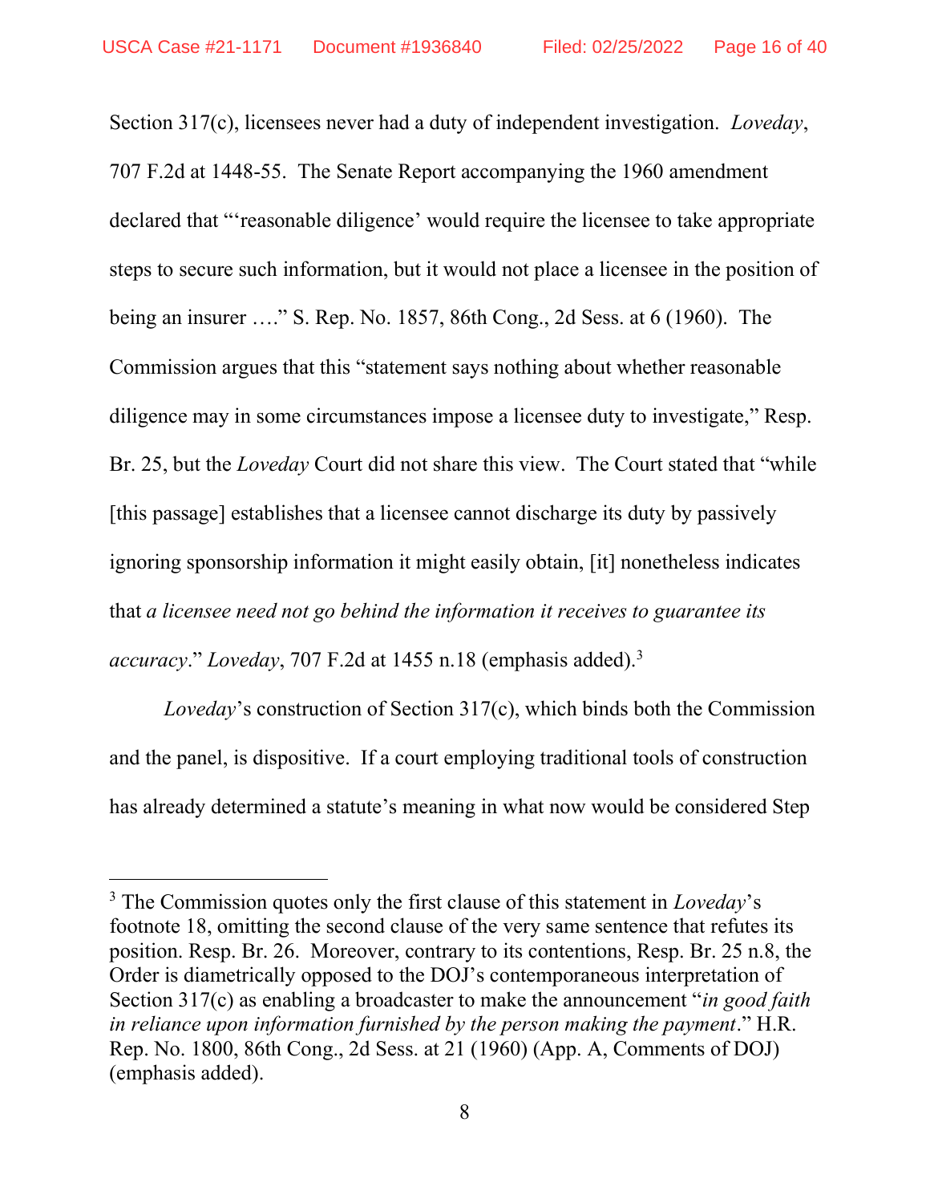Section 317(c), licensees never had a duty of independent investigation. *Loveday*, 707 F.2d at 1448-55. The Senate Report accompanying the 1960 amendment declared that "'reasonable diligence' would require the licensee to take appropriate steps to secure such information, but it would not place a licensee in the position of being an insurer …." S. Rep. No. 1857, 86th Cong., 2d Sess. at 6 (1960). The Commission argues that this "statement says nothing about whether reasonable diligence may in some circumstances impose a licensee duty to investigate," Resp. Br. 25, but the *Loveday* Court did not share this view. The Court stated that "while [this passage] establishes that a licensee cannot discharge its duty by passively ignoring sponsorship information it might easily obtain, [it] nonetheless indicates that *a licensee need not go behind the information it receives to guarantee its accuracy*." *Loveday*, 707 F.2d at 1455 n.18 (emphasis added).[3]

*Loveday*'s construction of Section 317(c), which binds both the Commission and the panel, is dispositive. If a court employing traditional tools of construction has already determined a statute's meaning in what now would be considered Step

[3] The Commission quotes only the first clause of this statement in *Loveday*'s footnote 18, omitting the second clause of the very same sentence that refutes its position. Resp. Br. 26. Moreover, contrary to its contentions, Resp. Br. 25 n.8, the Order is diametrically opposed to the DOJ's contemporaneous interpretation of Section 317(c) as enabling a broadcaster to make the announcement "*in good faith in reliance upon information furnished by the person making the payment*." H.R. Rep. No. 1800, 86th Cong., 2d Sess. at 21 (1960) (App. A, Comments of DOJ) (emphasis added).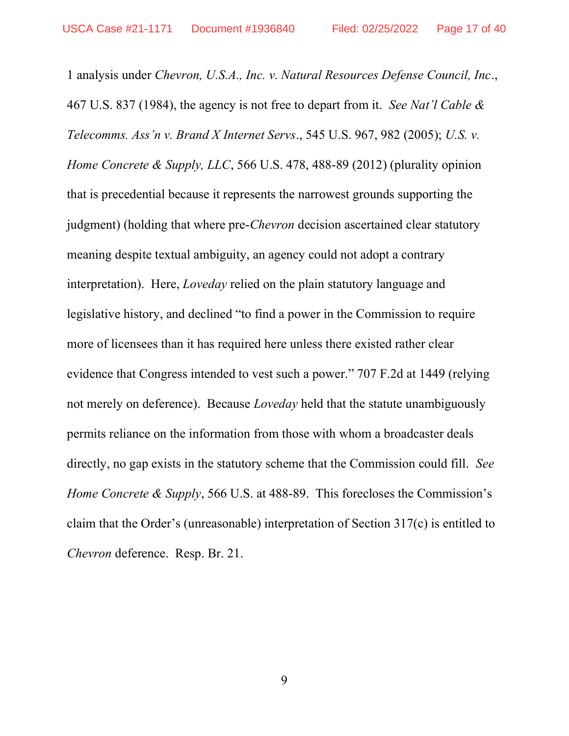1 analysis under *Chevron, U.S.A., Inc. v. Natural Resources Defense Council, Inc*., 467 U.S. 837 (1984), the agency is not free to depart from it. *See Nat'l Cable & Telecomms. Ass'n v. Brand X Internet Servs*., 545 U.S. 967, 982 (2005); *U.S. v. Home Concrete & Supply, LLC*, 566 U.S. 478, 488-89 (2012) (plurality opinion that is precedential because it represents the narrowest grounds supporting the judgment) (holding that where pre-*Chevron* decision ascertained clear statutory meaning despite textual ambiguity, an agency could not adopt a contrary interpretation). Here, *Loveday* relied on the plain statutory language and legislative history, and declined "to find a power in the Commission to require more of licensees than it has required here unless there existed rather clear evidence that Congress intended to vest such a power." 707 F.2d at 1449 (relying not merely on deference). Because *Loveday* held that the statute unambiguously permits reliance on the information from those with whom a broadcaster deals directly, no gap exists in the statutory scheme that the Commission could fill. *See Home Concrete & Supply*, 566 U.S. at 488-89. This forecloses the Commission's claim that the Order's (unreasonable) interpretation of Section 317(c) is entitled to *Chevron* deference. Resp. Br. 21.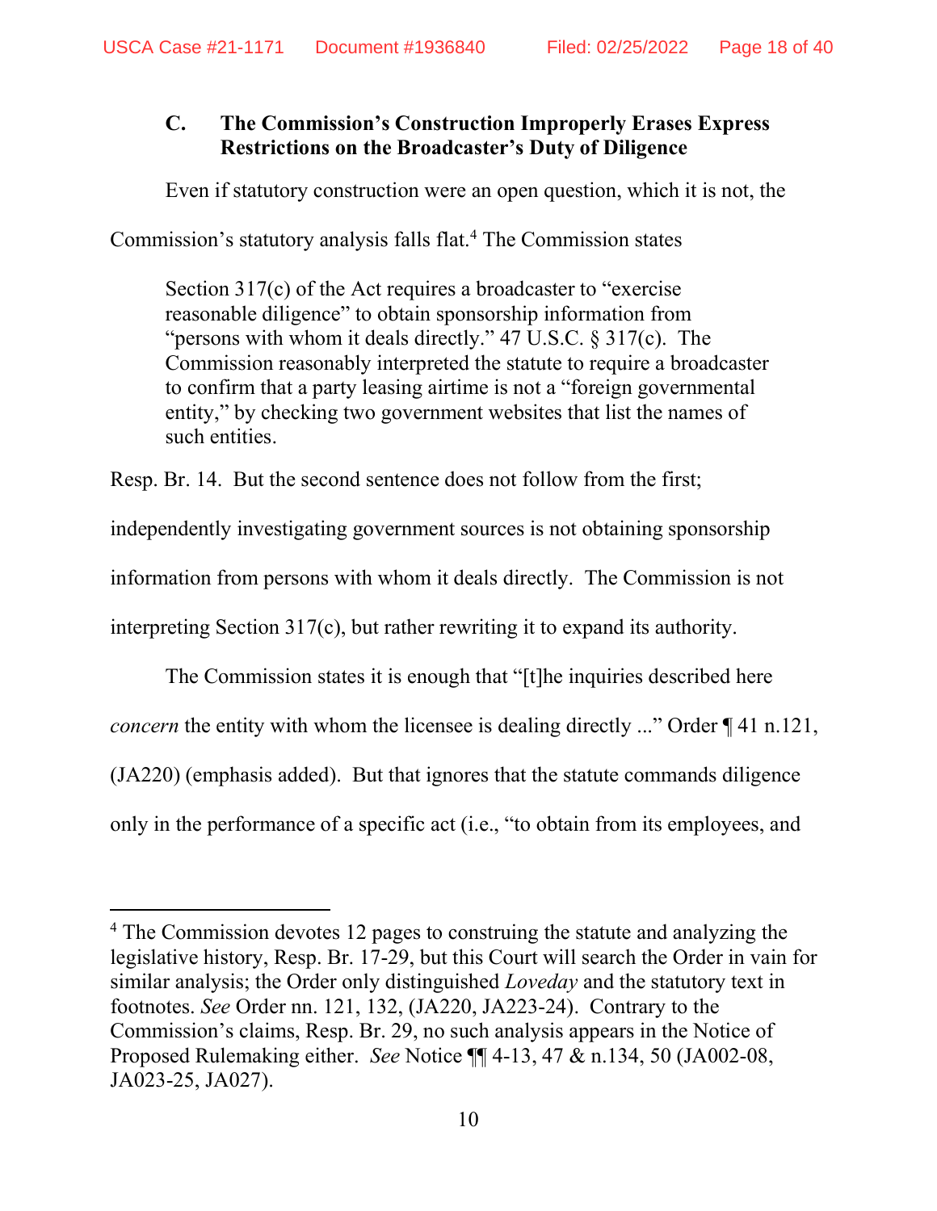### C. The Commission's Construction Improperly Erases Express Restrictions on the Broadcaster's Duty of Diligence

Even if statutory construction were an open question, which it is not, the Commission's statutory analysis falls flat.[4] The Commission states

> Section 317(c) of the Act requires a broadcaster to "exercise reasonable diligence" to obtain sponsorship information from "persons with whom it deals directly." 47 U.S.C. § 317(c). The Commission reasonably interpreted the statute to require a broadcaster to confirm that a party leasing airtime is not a "foreign governmental entity," by checking two government websites that list the names of such entities.

Resp. Br. 14. But the second sentence does not follow from the first; independently investigating government sources is not obtaining sponsorship information from persons with whom it deals directly. The Commission is not interpreting Section 317(c), but rather rewriting it to expand its authority.

The Commission states it is enough that "[t]he inquiries described here *concern* the entity with whom the licensee is dealing directly ..." Order ¶ 41 n.121, (JA220) (emphasis added). But that ignores that the statute commands diligence only in the performance of a specific act (i.e., "to obtain from its employees, and

---

[4] The Commission devotes 12 pages to construing the statute and analyzing the legislative history, Resp. Br. 17-29, but this Court will search the Order in vain for similar analysis; the Order only distinguished *Loveday* and the statutory text in footnotes. *See* Order nn. 121, 132, (JA220, JA223-24). Contrary to the Commission's claims, Resp. Br. 29, no such analysis appears in the Notice of Proposed Rulemaking either. *See* Notice ¶¶ 4-13, 47 & n.134, 50 (JA002-08, JA023-25, JA027).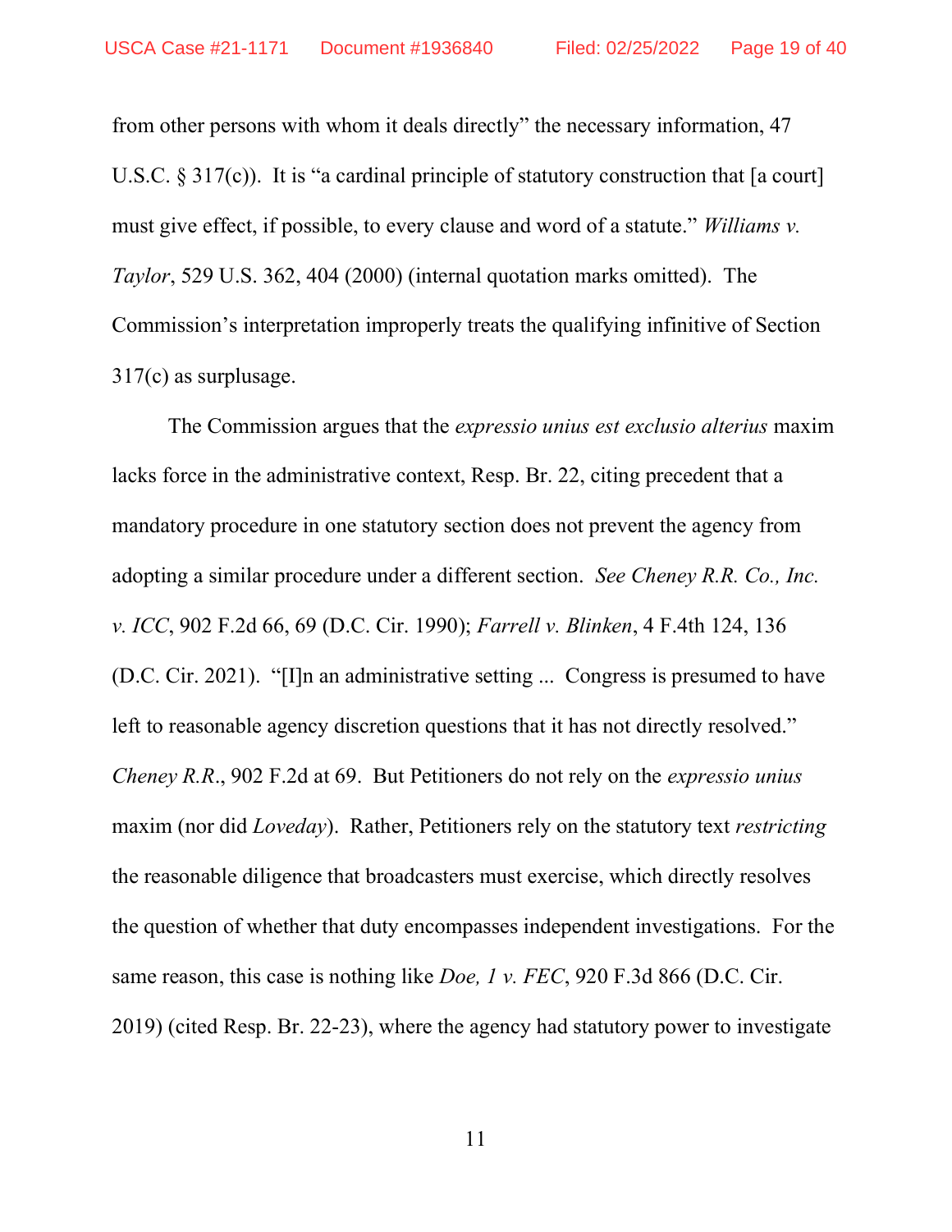from other persons with whom it deals directly" the necessary information, 47 U.S.C. § 317(c)). It is "a cardinal principle of statutory construction that [a court] must give effect, if possible, to every clause and word of a statute." *Williams v. Taylor*, 529 U.S. 362, 404 (2000) (internal quotation marks omitted). The Commission's interpretation improperly treats the qualifying infinitive of Section 317(c) as surplusage.

The Commission argues that the *expressio unius est exclusio alterius* maxim lacks force in the administrative context, Resp. Br. 22, citing precedent that a mandatory procedure in one statutory section does not prevent the agency from adopting a similar procedure under a different section. *See Cheney R.R. Co., Inc. v. ICC*, 902 F.2d 66, 69 (D.C. Cir. 1990); *Farrell v. Blinken*, 4 F.4th 124, 136 (D.C. Cir. 2021). "[I]n an administrative setting ... Congress is presumed to have left to reasonable agency discretion questions that it has not directly resolved." *Cheney R.R.*, 902 F.2d at 69. But Petitioners do not rely on the *expressio unius* maxim (nor did *Loveday*). Rather, Petitioners rely on the statutory text *restricting* the reasonable diligence that broadcasters must exercise, which directly resolves the question of whether that duty encompasses independent investigations. For the same reason, this case is nothing like *Doe, 1 v. FEC*, 920 F.3d 866 (D.C. Cir. 2019) (cited Resp. Br. 22-23), where the agency had statutory power to investigate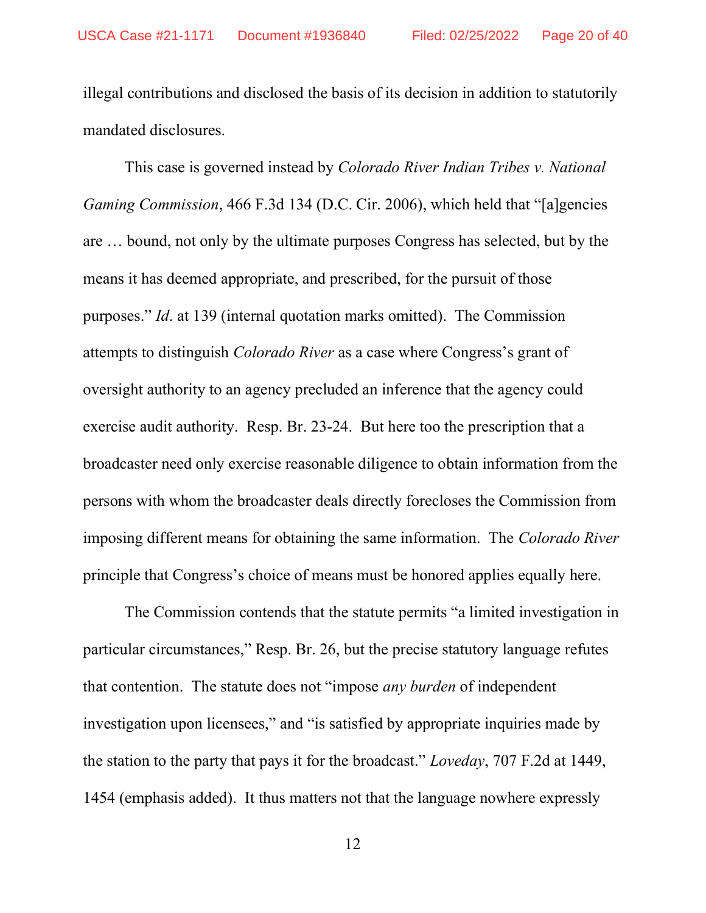illegal contributions and disclosed the basis of its decision in addition to statutorily mandated disclosures.

This case is governed instead by *Colorado River Indian Tribes v. National Gaming Commission*, 466 F.3d 134 (D.C. Cir. 2006), which held that "[a]gencies are … bound, not only by the ultimate purposes Congress has selected, but by the means it has deemed appropriate, and prescribed, for the pursuit of those purposes." *Id*. at 139 (internal quotation marks omitted). The Commission attempts to distinguish *Colorado River* as a case where Congress's grant of oversight authority to an agency precluded an inference that the agency could exercise audit authority. Resp. Br. 23-24. But here too the prescription that a broadcaster need only exercise reasonable diligence to obtain information from the persons with whom the broadcaster deals directly forecloses the Commission from imposing different means for obtaining the same information. The *Colorado River* principle that Congress's choice of means must be honored applies equally here.

The Commission contends that the statute permits "a limited investigation in particular circumstances," Resp. Br. 26, but the precise statutory language refutes that contention. The statute does not "impose *any burden* of independent investigation upon licensees," and "is satisfied by appropriate inquiries made by the station to the party that pays it for the broadcast." *Loveday*, 707 F.2d at 1449, 1454 (emphasis added). It thus matters not that the language nowhere expressly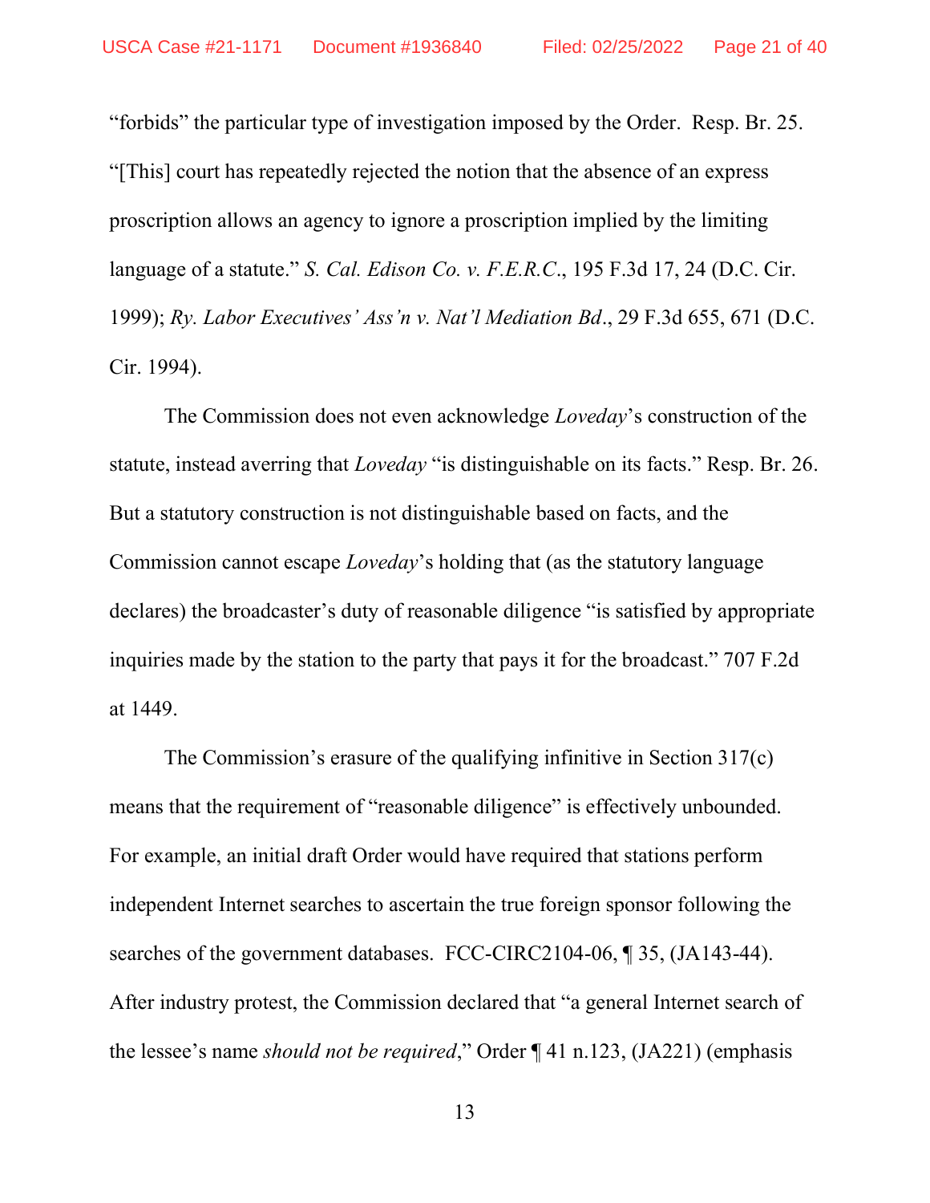"forbids" the particular type of investigation imposed by the Order. Resp. Br. 25. "[This] court has repeatedly rejected the notion that the absence of an express proscription allows an agency to ignore a proscription implied by the limiting language of a statute." *S. Cal. Edison Co. v. F.E.R.C.*, 195 F.3d 17, 24 (D.C. Cir. 1999); *Ry. Labor Executives' Ass'n v. Nat'l Mediation Bd.*, 29 F.3d 655, 671 (D.C. Cir. 1994).

The Commission does not even acknowledge *Loveday*'s construction of the statute, instead averring that *Loveday* "is distinguishable on its facts." Resp. Br. 26. But a statutory construction is not distinguishable based on facts, and the Commission cannot escape *Loveday*'s holding that (as the statutory language declares) the broadcaster's duty of reasonable diligence "is satisfied by appropriate inquiries made by the station to the party that pays it for the broadcast." 707 F.2d at 1449.

The Commission's erasure of the qualifying infinitive in Section 317(c) means that the requirement of "reasonable diligence" is effectively unbounded. For example, an initial draft Order would have required that stations perform independent Internet searches to ascertain the true foreign sponsor following the searches of the government databases. FCC-CIRC2104-06, ¶ 35, (JA143-44). After industry protest, the Commission declared that "a general Internet search of the lessee's name *should not be required*," Order ¶ 41 n.123, (JA221) (emphasis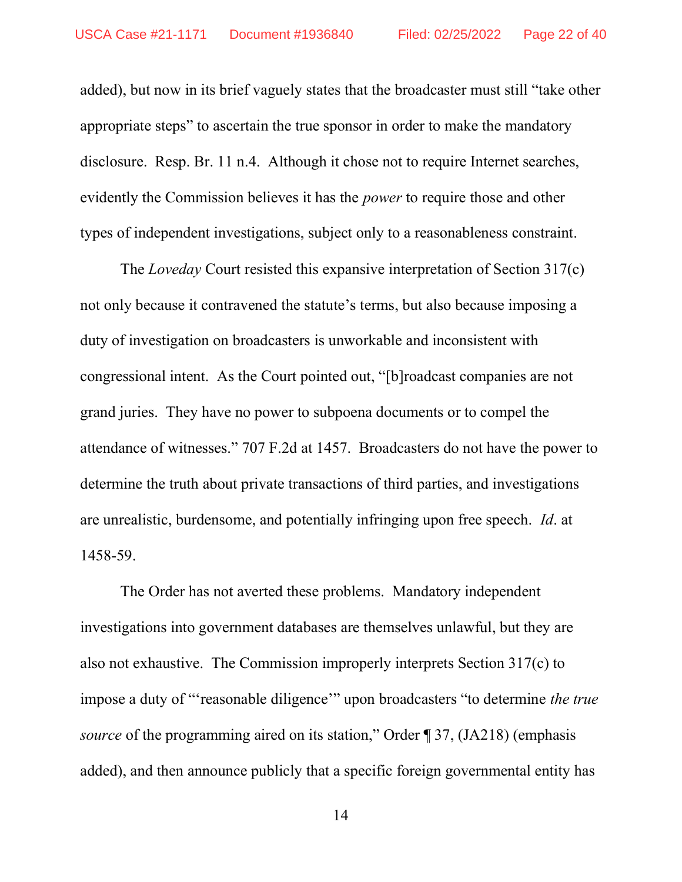added), but now in its brief vaguely states that the broadcaster must still "take other appropriate steps" to ascertain the true sponsor in order to make the mandatory disclosure. Resp. Br. 11 n.4. Although it chose not to require Internet searches, evidently the Commission believes it has the *power* to require those and other types of independent investigations, subject only to a reasonableness constraint.

The *Loveday* Court resisted this expansive interpretation of Section 317(c) not only because it contravened the statute's terms, but also because imposing a duty of investigation on broadcasters is unworkable and inconsistent with congressional intent. As the Court pointed out, "[b]roadcast companies are not grand juries. They have no power to subpoena documents or to compel the attendance of witnesses." 707 F.2d at 1457. Broadcasters do not have the power to determine the truth about private transactions of third parties, and investigations are unrealistic, burdensome, and potentially infringing upon free speech. *Id*. at 1458-59.

The Order has not averted these problems. Mandatory independent investigations into government databases are themselves unlawful, but they are also not exhaustive. The Commission improperly interprets Section 317(c) to impose a duty of "'reasonable diligence'" upon broadcasters "to determine *the true source* of the programming aired on its station," Order ¶ 37, (JA218) (emphasis added), and then announce publicly that a specific foreign governmental entity has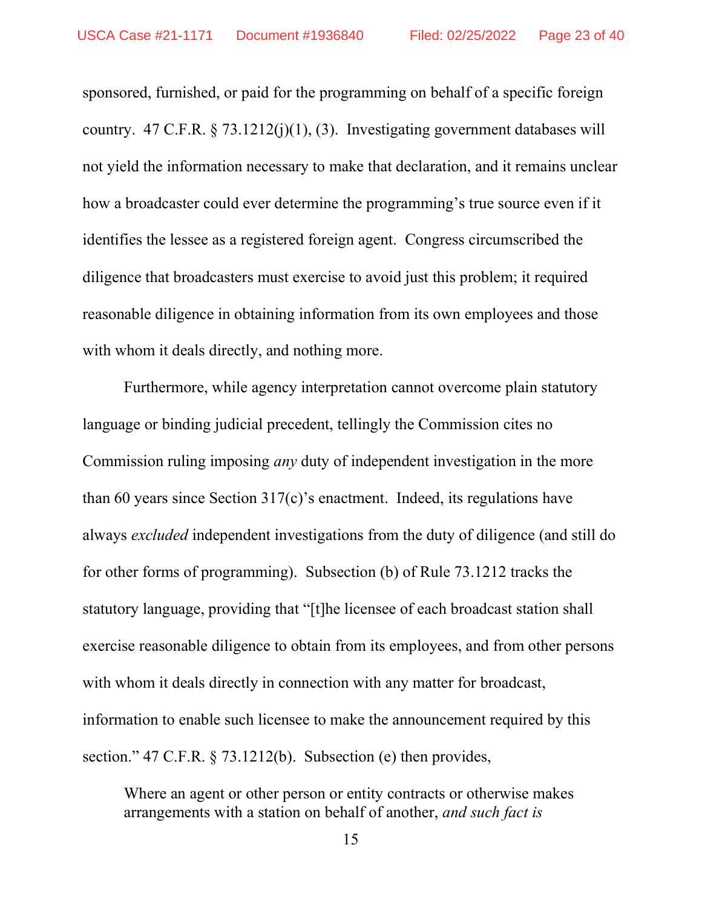sponsored, furnished, or paid for the programming on behalf of a specific foreign country. 47 C.F.R. § 73.1212(j)(1), (3). Investigating government databases will not yield the information necessary to make that declaration, and it remains unclear how a broadcaster could ever determine the programming's true source even if it identifies the lessee as a registered foreign agent. Congress circumscribed the diligence that broadcasters must exercise to avoid just this problem; it required reasonable diligence in obtaining information from its own employees and those with whom it deals directly, and nothing more.

Furthermore, while agency interpretation cannot overcome plain statutory language or binding judicial precedent, tellingly the Commission cites no Commission ruling imposing *any* duty of independent investigation in the more than 60 years since Section 317(c)'s enactment. Indeed, its regulations have always *excluded* independent investigations from the duty of diligence (and still do for other forms of programming). Subsection (b) of Rule 73.1212 tracks the statutory language, providing that "[t]he licensee of each broadcast station shall exercise reasonable diligence to obtain from its employees, and from other persons with whom it deals directly in connection with any matter for broadcast, information to enable such licensee to make the announcement required by this section." 47 C.F.R. § 73.1212(b). Subsection (e) then provides,

> Where an agent or other person or entity contracts or otherwise makes arrangements with a station on behalf of another, *and such fact is*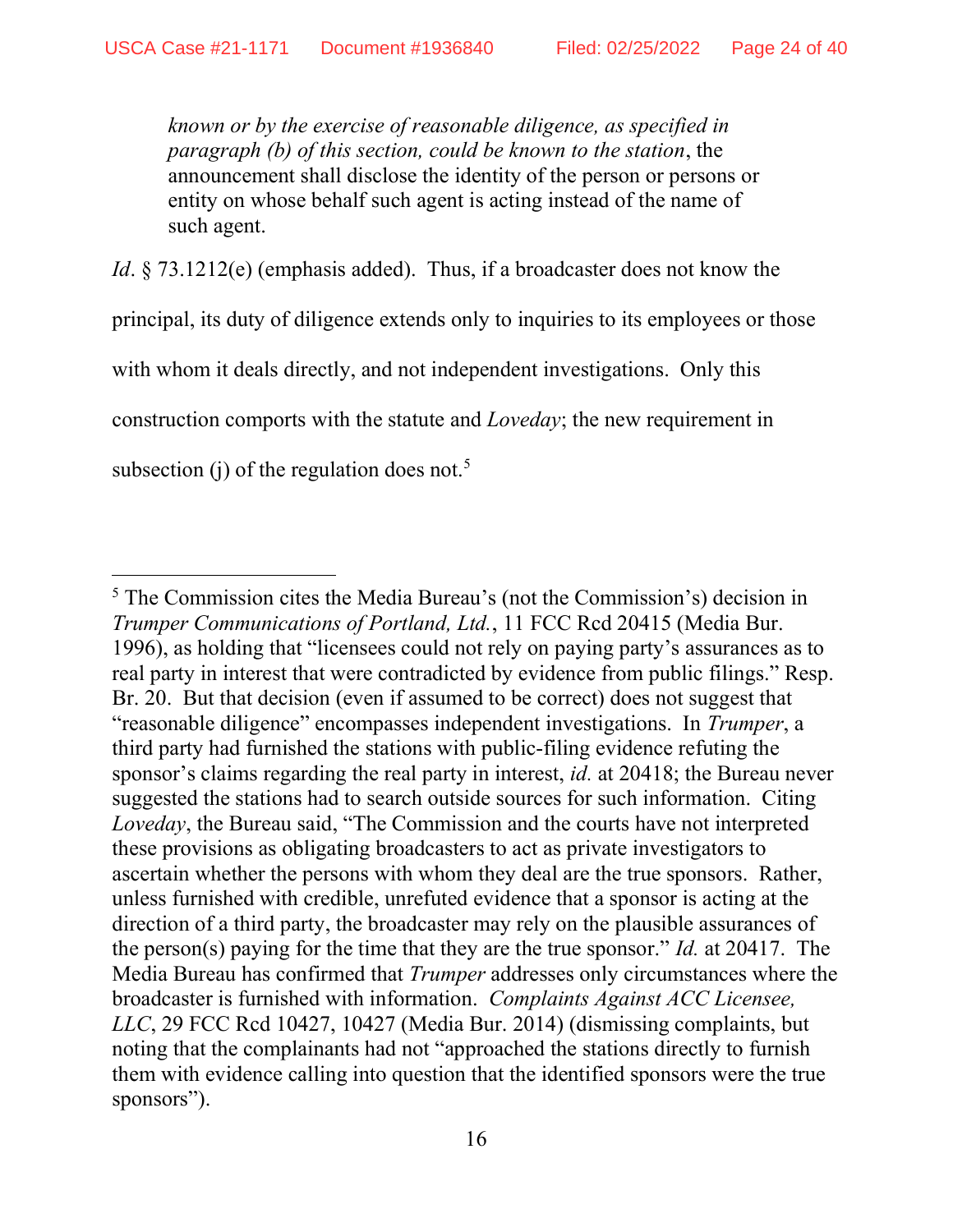> *known or by the exercise of reasonable diligence, as specified in paragraph (b) of this section, could be known to the station*, the announcement shall disclose the identity of the person or persons or entity on whose behalf such agent is acting instead of the name of such agent.

*Id*. § 73.1212(e) (emphasis added). Thus, if a broadcaster does not know the principal, its duty of diligence extends only to inquiries to its employees or those with whom it deals directly, and not independent investigations. Only this construction comports with the statute and *Loveday*; the new requirement in subsection (j) of the regulation does not.[5]

---

[5] The Commission cites the Media Bureau's (not the Commission's) decision in *Trumper Communications of Portland, Ltd.*, 11 FCC Rcd 20415 (Media Bur. 1996), as holding that "licensees could not rely on paying party's assurances as to real party in interest that were contradicted by evidence from public filings." Resp. Br. 20. But that decision (even if assumed to be correct) does not suggest that "reasonable diligence" encompasses independent investigations. In *Trumper*, a third party had furnished the stations with public-filing evidence refuting the sponsor's claims regarding the real party in interest, *id.* at 20418; the Bureau never suggested the stations had to search outside sources for such information. Citing *Loveday*, the Bureau said, "The Commission and the courts have not interpreted these provisions as obligating broadcasters to act as private investigators to ascertain whether the persons with whom they deal are the true sponsors. Rather, unless furnished with credible, unrefuted evidence that a sponsor is acting at the direction of a third party, the broadcaster may rely on the plausible assurances of the person(s) paying for the time that they are the true sponsor." *Id.* at 20417. The Media Bureau has confirmed that *Trumper* addresses only circumstances where the broadcaster is furnished with information. *Complaints Against ACC Licensee, LLC*, 29 FCC Rcd 10427, 10427 (Media Bur. 2014) (dismissing complaints, but noting that the complainants had not "approached the stations directly to furnish them with evidence calling into question that the identified sponsors were the true sponsors").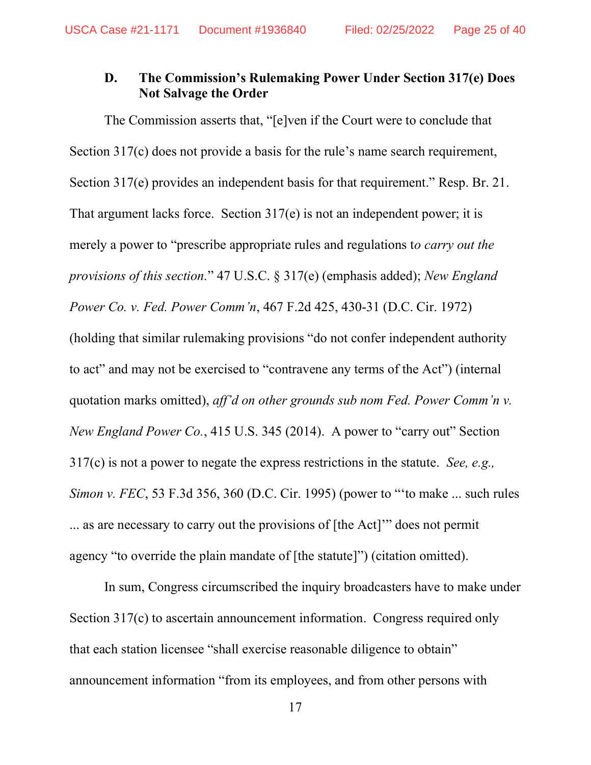### D. The Commission's Rulemaking Power Under Section 317(e) Does Not Salvage the Order

The Commission asserts that, "[e]ven if the Court were to conclude that Section 317(c) does not provide a basis for the rule's name search requirement, Section 317(e) provides an independent basis for that requirement." Resp. Br. 21. That argument lacks force. Section 317(e) is not an independent power; it is merely a power to "prescribe appropriate rules and regulations t*o carry out the provisions of this section.*" 47 U.S.C. § 317(e) (emphasis added); *New England Power Co. v. Fed. Power Comm'n*, 467 F.2d 425, 430-31 (D.C. Cir. 1972) (holding that similar rulemaking provisions "do not confer independent authority to act" and may not be exercised to "contravene any terms of the Act") (internal quotation marks omitted), *aff'd on other grounds sub nom Fed. Power Comm'n v. New England Power Co.*, 415 U.S. 345 (2014). A power to "carry out" Section 317(c) is not a power to negate the express restrictions in the statute. *See, e.g., Simon v. FEC*, 53 F.3d 356, 360 (D.C. Cir. 1995) (power to "'to make ... such rules ... as are necessary to carry out the provisions of [the Act]'" does not permit agency "to override the plain mandate of [the statute]") (citation omitted).

In sum, Congress circumscribed the inquiry broadcasters have to make under Section 317(c) to ascertain announcement information. Congress required only that each station licensee "shall exercise reasonable diligence to obtain" announcement information "from its employees, and from other persons with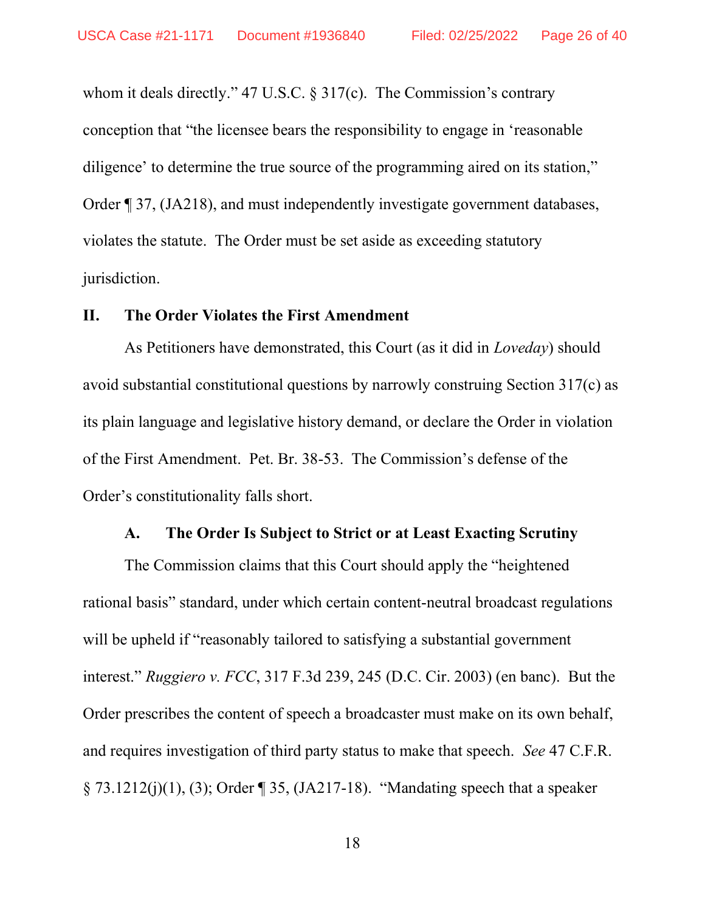whom it deals directly." 47 U.S.C. § 317(c). The Commission's contrary conception that "the licensee bears the responsibility to engage in 'reasonable diligence' to determine the true source of the programming aired on its station," Order ¶ 37, (JA218), and must independently investigate government databases, violates the statute. The Order must be set aside as exceeding statutory jurisdiction.

## II. The Order Violates the First Amendment

As Petitioners have demonstrated, this Court (as it did in *Loveday*) should avoid substantial constitutional questions by narrowly construing Section 317(c) as its plain language and legislative history demand, or declare the Order in violation of the First Amendment. Pet. Br. 38-53. The Commission's defense of the Order's constitutionality falls short.

### A. The Order Is Subject to Strict or at Least Exacting Scrutiny

The Commission claims that this Court should apply the "heightened rational basis" standard, under which certain content-neutral broadcast regulations will be upheld if "reasonably tailored to satisfying a substantial government interest." *Ruggiero v. FCC*, 317 F.3d 239, 245 (D.C. Cir. 2003) (en banc). But the Order prescribes the content of speech a broadcaster must make on its own behalf, and requires investigation of third party status to make that speech. *See* 47 C.F.R. § 73.1212(j)(1), (3); Order ¶ 35, (JA217-18). "Mandating speech that a speaker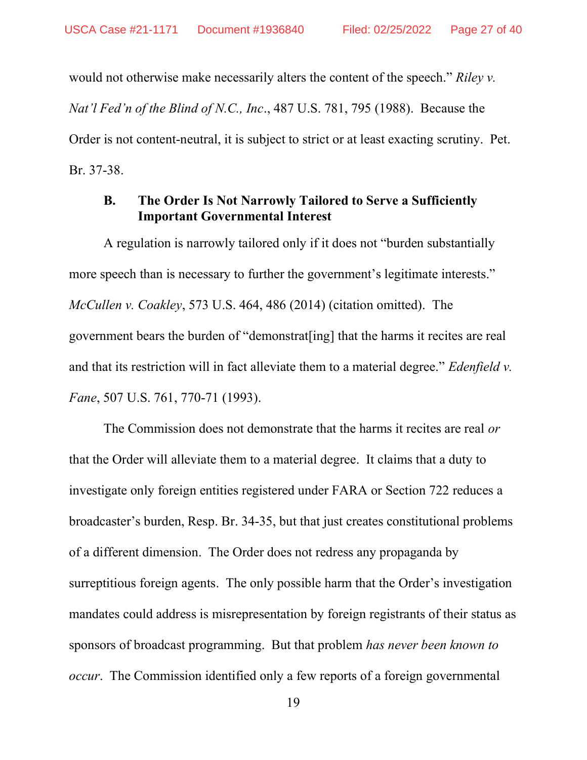would not otherwise make necessarily alters the content of the speech." *Riley v. Nat'l Fed'n of the Blind of N.C., Inc*., 487 U.S. 781, 795 (1988). Because the Order is not content-neutral, it is subject to strict or at least exacting scrutiny. Pet. Br. 37-38.

### B. The Order Is Not Narrowly Tailored to Serve a Sufficiently Important Governmental Interest

A regulation is narrowly tailored only if it does not "burden substantially more speech than is necessary to further the government's legitimate interests." *McCullen v. Coakley*, 573 U.S. 464, 486 (2014) (citation omitted). The government bears the burden of "demonstrat[ing] that the harms it recites are real and that its restriction will in fact alleviate them to a material degree." *Edenfield v. Fane*, 507 U.S. 761, 770-71 (1993).

The Commission does not demonstrate that the harms it recites are real *or* that the Order will alleviate them to a material degree. It claims that a duty to investigate only foreign entities registered under FARA or Section 722 reduces a broadcaster's burden, Resp. Br. 34-35, but that just creates constitutional problems of a different dimension. The Order does not redress any propaganda by surreptitious foreign agents. The only possible harm that the Order's investigation mandates could address is misrepresentation by foreign registrants of their status as sponsors of broadcast programming. But that problem *has never been known to occur*. The Commission identified only a few reports of a foreign governmental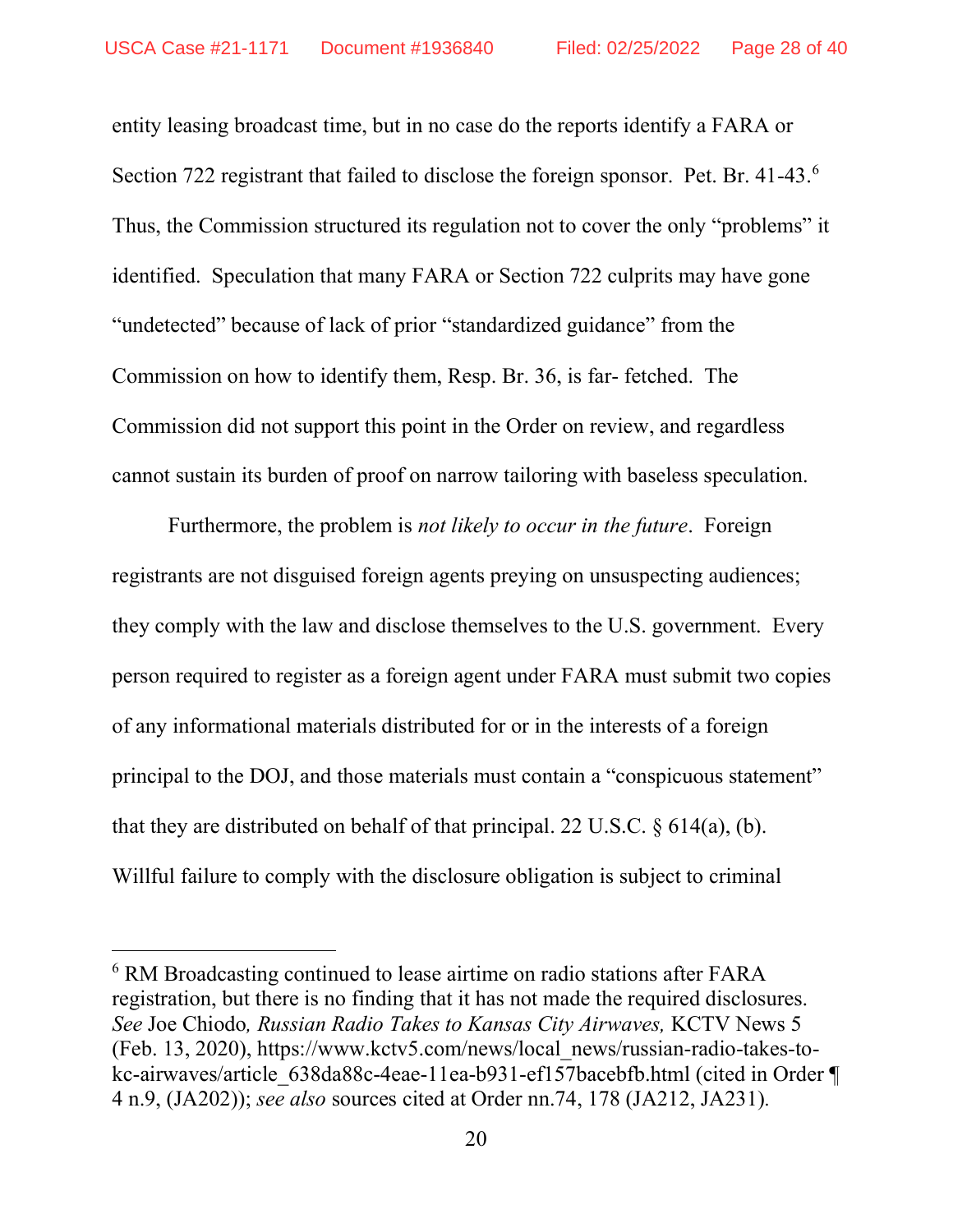entity leasing broadcast time, but in no case do the reports identify a FARA or Section 722 registrant that failed to disclose the foreign sponsor. Pet. Br. 41-43.[6] Thus, the Commission structured its regulation not to cover the only "problems" it identified. Speculation that many FARA or Section 722 culprits may have gone "undetected" because of lack of prior "standardized guidance" from the Commission on how to identify them, Resp. Br. 36, is far- fetched. The Commission did not support this point in the Order on review, and regardless cannot sustain its burden of proof on narrow tailoring with baseless speculation.

Furthermore, the problem is *not likely to occur in the future*. Foreign registrants are not disguised foreign agents preying on unsuspecting audiences; they comply with the law and disclose themselves to the U.S. government. Every person required to register as a foreign agent under FARA must submit two copies of any informational materials distributed for or in the interests of a foreign principal to the DOJ, and those materials must contain a "conspicuous statement" that they are distributed on behalf of that principal. 22 U.S.C. § 614(a), (b). Willful failure to comply with the disclosure obligation is subject to criminal

---

[6] RM Broadcasting continued to lease airtime on radio stations after FARA registration, but there is no finding that it has not made the required disclosures. *See* Joe Chiodo*, Russian Radio Takes to Kansas City Airwaves,* KCTV News 5 (Feb. 13, 2020), https://www.kctv5.com/news/local_news/russian-radio-takes-to-kc-airwaves/article_638da88c-4eae-11ea-b931-ef157bacebfb.html (cited in Order ¶ 4 n.9, (JA202)); *see also* sources cited at Order nn.74, 178 (JA212, JA231).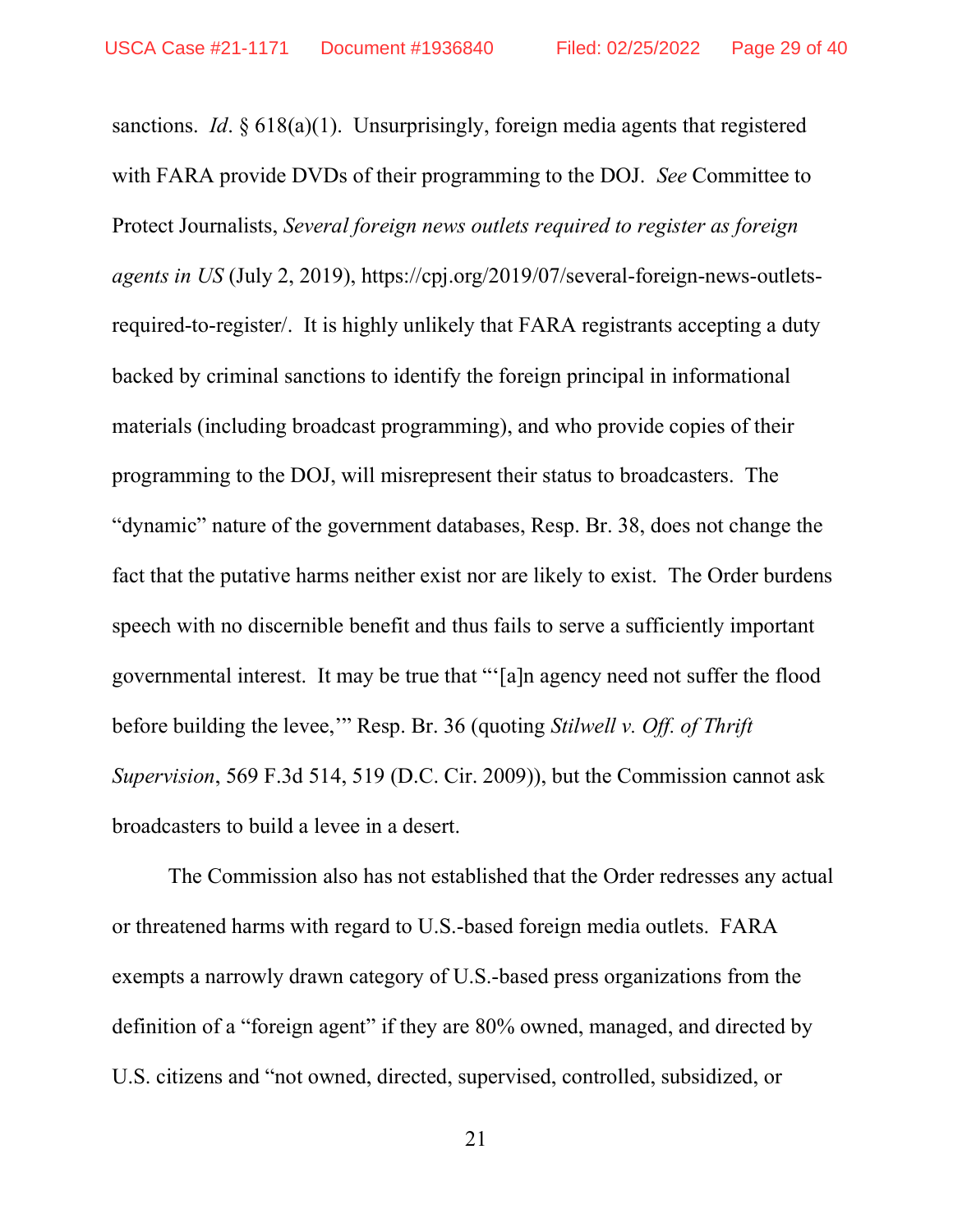sanctions. *Id*. § 618(a)(1). Unsurprisingly, foreign media agents that registered with FARA provide DVDs of their programming to the DOJ. *See* Committee to Protect Journalists, *Several foreign news outlets required to register as foreign agents in US* (July 2, 2019), https://cpj.org/2019/07/several-foreign-news-outlets-required-to-register/. It is highly unlikely that FARA registrants accepting a duty backed by criminal sanctions to identify the foreign principal in informational materials (including broadcast programming), and who provide copies of their programming to the DOJ, will misrepresent their status to broadcasters. The "dynamic" nature of the government databases, Resp. Br. 38, does not change the fact that the putative harms neither exist nor are likely to exist. The Order burdens speech with no discernible benefit and thus fails to serve a sufficiently important governmental interest. It may be true that "'[a]n agency need not suffer the flood before building the levee,'" Resp. Br. 36 (quoting *Stilwell v. Off. of Thrift Supervision*, 569 F.3d 514, 519 (D.C. Cir. 2009)), but the Commission cannot ask broadcasters to build a levee in a desert.

The Commission also has not established that the Order redresses any actual or threatened harms with regard to U.S.-based foreign media outlets. FARA exempts a narrowly drawn category of U.S.-based press organizations from the definition of a "foreign agent" if they are 80% owned, managed, and directed by U.S. citizens and "not owned, directed, supervised, controlled, subsidized, or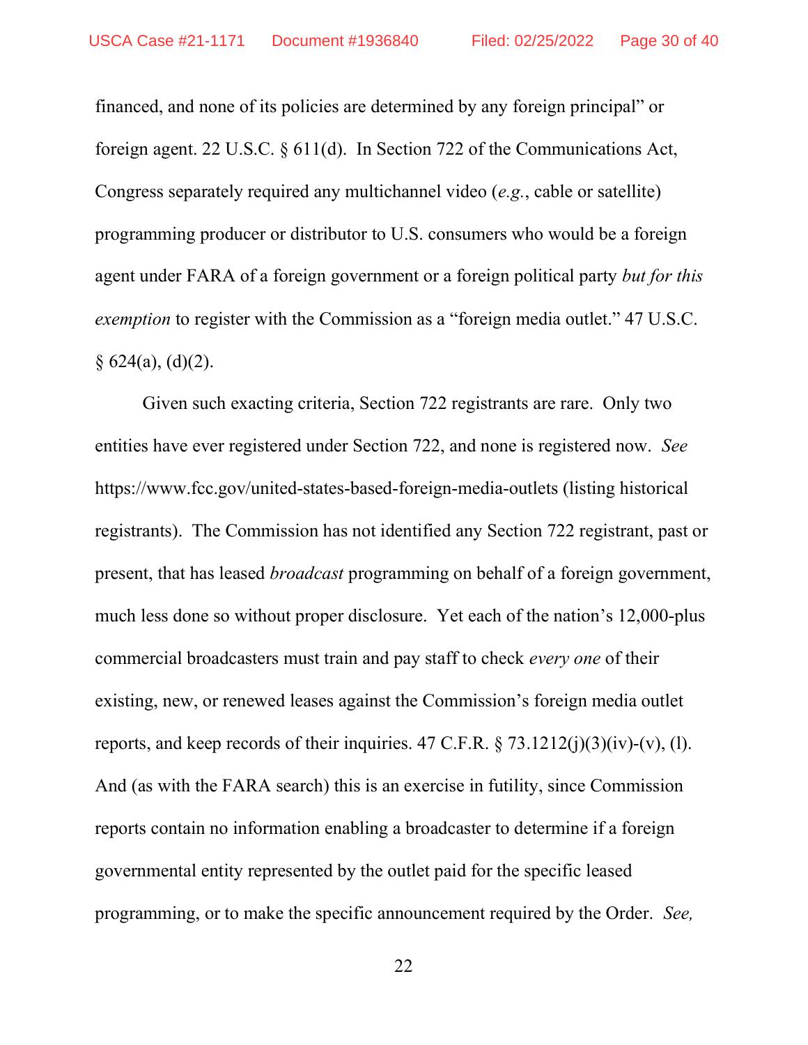financed, and none of its policies are determined by any foreign principal" or foreign agent. 22 U.S.C. § 611(d). In Section 722 of the Communications Act, Congress separately required any multichannel video (*e.g.*, cable or satellite) programming producer or distributor to U.S. consumers who would be a foreign agent under FARA of a foreign government or a foreign political party *but for this exemption* to register with the Commission as a "foreign media outlet." 47 U.S.C. § 624(a), (d)(2).

Given such exacting criteria, Section 722 registrants are rare. Only two entities have ever registered under Section 722, and none is registered now. *See* https://www.fcc.gov/united-states-based-foreign-media-outlets (listing historical registrants). The Commission has not identified any Section 722 registrant, past or present, that has leased *broadcast* programming on behalf of a foreign government, much less done so without proper disclosure. Yet each of the nation's 12,000-plus commercial broadcasters must train and pay staff to check *every one* of their existing, new, or renewed leases against the Commission's foreign media outlet reports, and keep records of their inquiries. 47 C.F.R. § 73.1212(j)(3)(iv)-(v), (l). And (as with the FARA search) this is an exercise in futility, since Commission reports contain no information enabling a broadcaster to determine if a foreign governmental entity represented by the outlet paid for the specific leased programming, or to make the specific announcement required by the Order. *See,*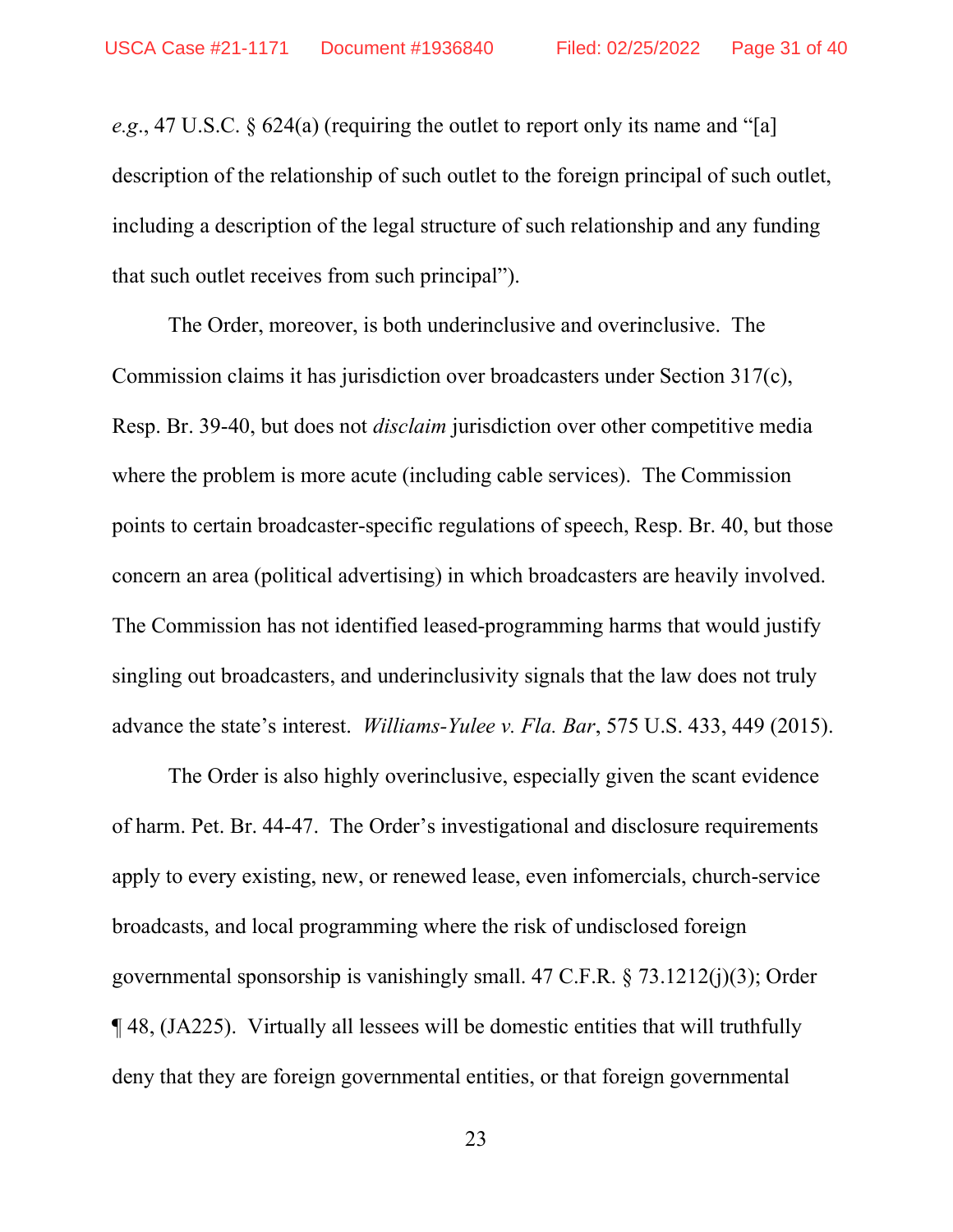*e.g.*, 47 U.S.C. § 624(a) (requiring the outlet to report only its name and "[a] description of the relationship of such outlet to the foreign principal of such outlet, including a description of the legal structure of such relationship and any funding that such outlet receives from such principal").

The Order, moreover, is both underinclusive and overinclusive. The Commission claims it has jurisdiction over broadcasters under Section 317(c), Resp. Br. 39-40, but does not *disclaim* jurisdiction over other competitive media where the problem is more acute (including cable services). The Commission points to certain broadcaster-specific regulations of speech, Resp. Br. 40, but those concern an area (political advertising) in which broadcasters are heavily involved. The Commission has not identified leased-programming harms that would justify singling out broadcasters, and underinclusivity signals that the law does not truly advance the state's interest. *Williams-Yulee v. Fla. Bar*, 575 U.S. 433, 449 (2015).

The Order is also highly overinclusive, especially given the scant evidence of harm. Pet. Br. 44-47. The Order's investigational and disclosure requirements apply to every existing, new, or renewed lease, even infomercials, church-service broadcasts, and local programming where the risk of undisclosed foreign governmental sponsorship is vanishingly small. 47 C.F.R. § 73.1212(j)(3); Order ¶ 48, (JA225). Virtually all lessees will be domestic entities that will truthfully deny that they are foreign governmental entities, or that foreign governmental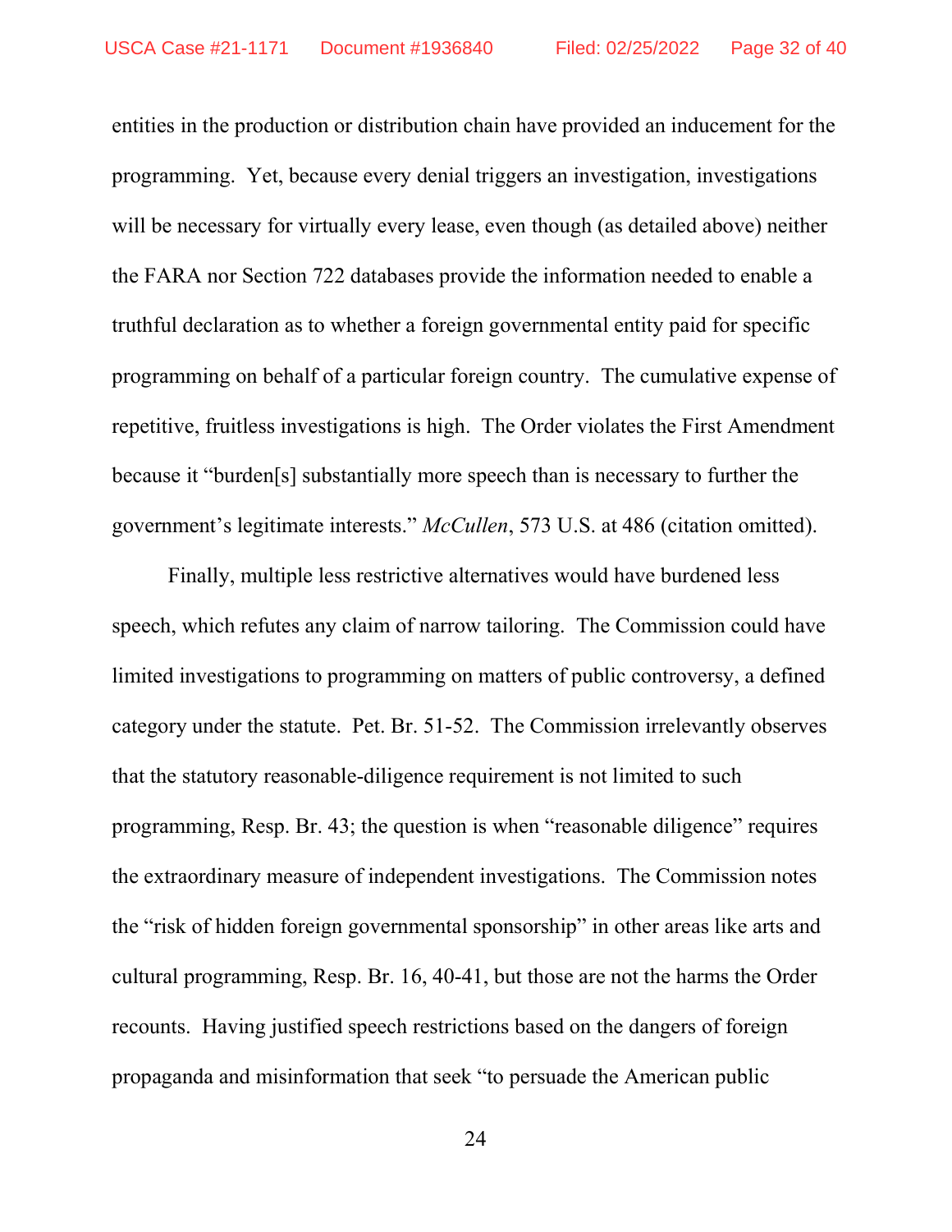entities in the production or distribution chain have provided an inducement for the programming. Yet, because every denial triggers an investigation, investigations will be necessary for virtually every lease, even though (as detailed above) neither the FARA nor Section 722 databases provide the information needed to enable a truthful declaration as to whether a foreign governmental entity paid for specific programming on behalf of a particular foreign country. The cumulative expense of repetitive, fruitless investigations is high. The Order violates the First Amendment because it "burden[s] substantially more speech than is necessary to further the government's legitimate interests." *McCullen*, 573 U.S. at 486 (citation omitted).

Finally, multiple less restrictive alternatives would have burdened less speech, which refutes any claim of narrow tailoring. The Commission could have limited investigations to programming on matters of public controversy, a defined category under the statute. Pet. Br. 51-52. The Commission irrelevantly observes that the statutory reasonable-diligence requirement is not limited to such programming, Resp. Br. 43; the question is when "reasonable diligence" requires the extraordinary measure of independent investigations. The Commission notes the "risk of hidden foreign governmental sponsorship" in other areas like arts and cultural programming, Resp. Br. 16, 40-41, but those are not the harms the Order recounts. Having justified speech restrictions based on the dangers of foreign propaganda and misinformation that seek "to persuade the American public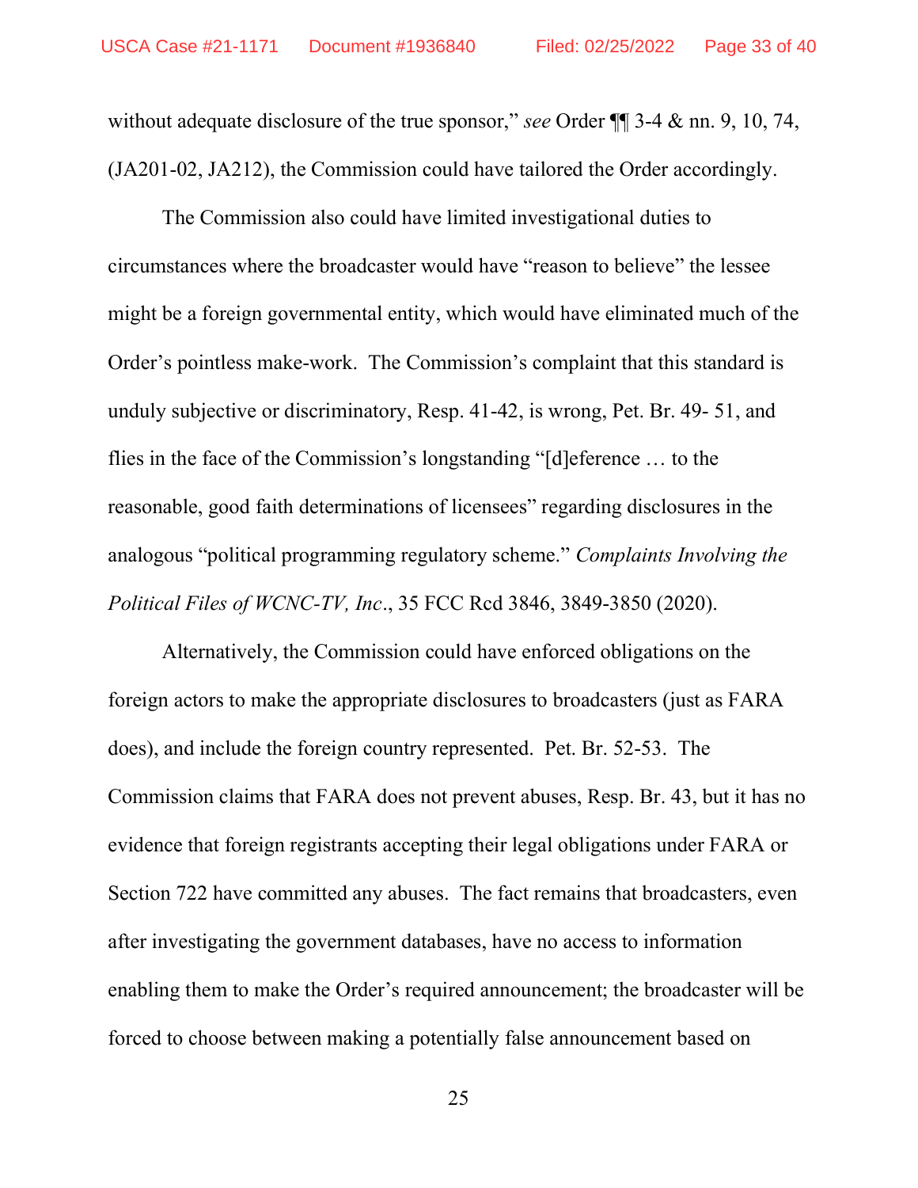without adequate disclosure of the true sponsor," *see* Order ¶¶ 3-4 & nn. 9, 10, 74, (JA201-02, JA212), the Commission could have tailored the Order accordingly.

The Commission also could have limited investigational duties to circumstances where the broadcaster would have "reason to believe" the lessee might be a foreign governmental entity, which would have eliminated much of the Order's pointless make-work. The Commission's complaint that this standard is unduly subjective or discriminatory, Resp. 41-42, is wrong, Pet. Br. 49- 51, and flies in the face of the Commission's longstanding "[d]eference … to the reasonable, good faith determinations of licensees" regarding disclosures in the analogous "political programming regulatory scheme." *Complaints Involving the Political Files of WCNC-TV, Inc*., 35 FCC Rcd 3846, 3849-3850 (2020).

Alternatively, the Commission could have enforced obligations on the foreign actors to make the appropriate disclosures to broadcasters (just as FARA does), and include the foreign country represented. Pet. Br. 52-53. The Commission claims that FARA does not prevent abuses, Resp. Br. 43, but it has no evidence that foreign registrants accepting their legal obligations under FARA or Section 722 have committed any abuses. The fact remains that broadcasters, even after investigating the government databases, have no access to information enabling them to make the Order's required announcement; the broadcaster will be forced to choose between making a potentially false announcement based on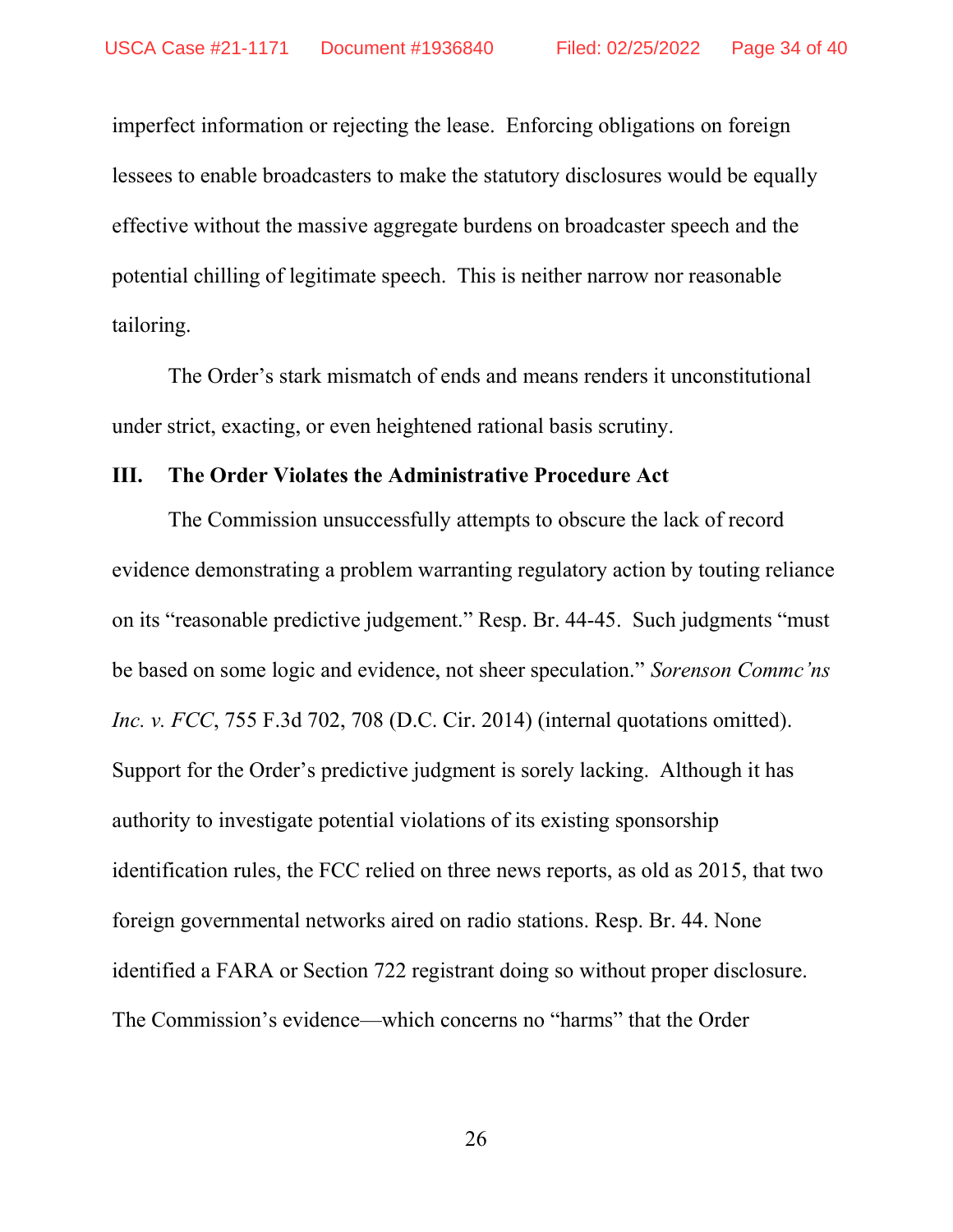imperfect information or rejecting the lease. Enforcing obligations on foreign lessees to enable broadcasters to make the statutory disclosures would be equally effective without the massive aggregate burdens on broadcaster speech and the potential chilling of legitimate speech. This is neither narrow nor reasonable tailoring.

The Order's stark mismatch of ends and means renders it unconstitutional under strict, exacting, or even heightened rational basis scrutiny.

## III. The Order Violates the Administrative Procedure Act

The Commission unsuccessfully attempts to obscure the lack of record evidence demonstrating a problem warranting regulatory action by touting reliance on its "reasonable predictive judgement." Resp. Br. 44-45. Such judgments "must be based on some logic and evidence, not sheer speculation." *Sorenson Commc'ns Inc. v. FCC*, 755 F.3d 702, 708 (D.C. Cir. 2014) (internal quotations omitted). Support for the Order's predictive judgment is sorely lacking. Although it has authority to investigate potential violations of its existing sponsorship identification rules, the FCC relied on three news reports, as old as 2015, that two foreign governmental networks aired on radio stations. Resp. Br. 44. None identified a FARA or Section 722 registrant doing so without proper disclosure. The Commission's evidence—which concerns no "harms" that the Order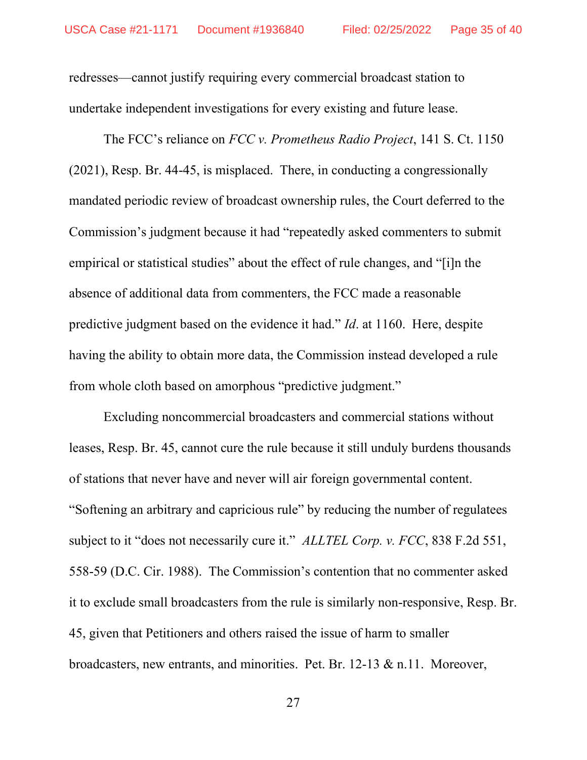redresses—cannot justify requiring every commercial broadcast station to undertake independent investigations for every existing and future lease.

The FCC's reliance on *FCC v. Prometheus Radio Project*, 141 S. Ct. 1150 (2021), Resp. Br. 44-45, is misplaced. There, in conducting a congressionally mandated periodic review of broadcast ownership rules, the Court deferred to the Commission's judgment because it had "repeatedly asked commenters to submit empirical or statistical studies" about the effect of rule changes, and "[i]n the absence of additional data from commenters, the FCC made a reasonable predictive judgment based on the evidence it had." *Id*. at 1160. Here, despite having the ability to obtain more data, the Commission instead developed a rule from whole cloth based on amorphous "predictive judgment."

Excluding noncommercial broadcasters and commercial stations without leases, Resp. Br. 45, cannot cure the rule because it still unduly burdens thousands of stations that never have and never will air foreign governmental content. "Softening an arbitrary and capricious rule" by reducing the number of regulatees subject to it "does not necessarily cure it." *ALLTEL Corp. v. FCC*, 838 F.2d 551, 558-59 (D.C. Cir. 1988). The Commission's contention that no commenter asked it to exclude small broadcasters from the rule is similarly non-responsive, Resp. Br. 45, given that Petitioners and others raised the issue of harm to smaller broadcasters, new entrants, and minorities. Pet. Br. 12-13 & n.11. Moreover,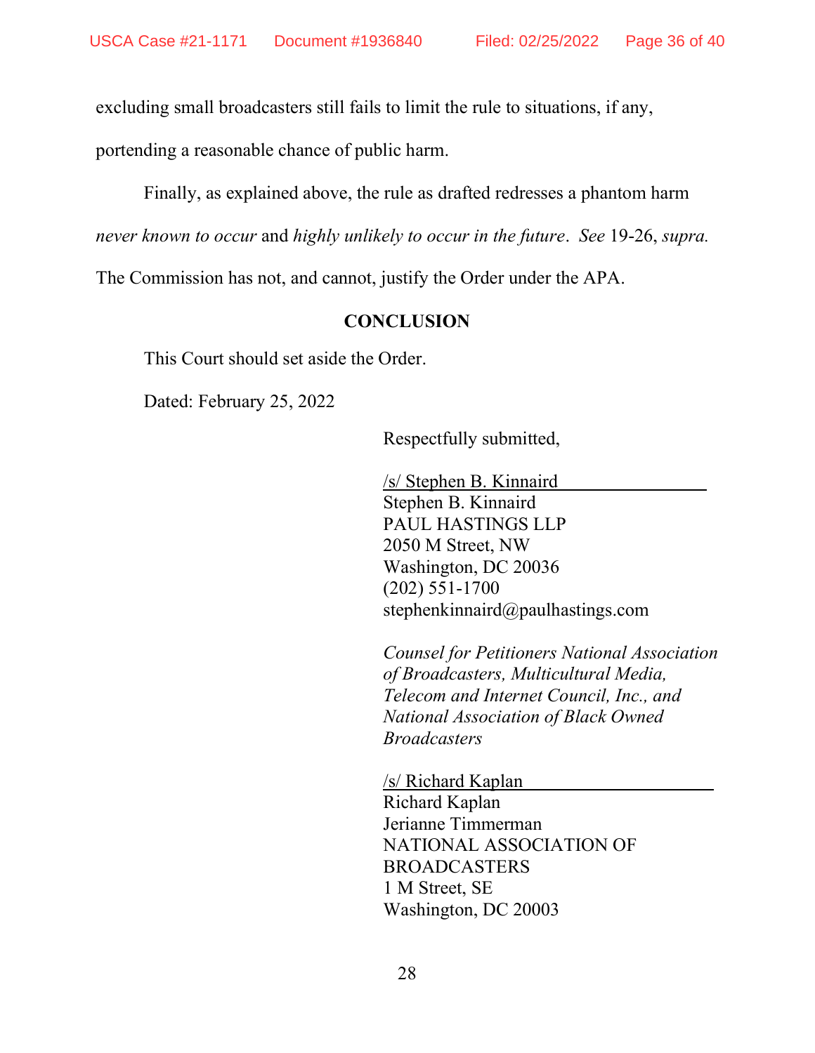excluding small broadcasters still fails to limit the rule to situations, if any, portending a reasonable chance of public harm.

Finally, as explained above, the rule as drafted redresses a phantom harm *never known to occur* and *highly unlikely to occur in the future*. *See* 19-26, *supra.* The Commission has not, and cannot, justify the Order under the APA.

## CONCLUSION

This Court should set aside the Order.

Dated: February 25, 2022

Respectfully submitted,

/s/ Stephen B. Kinnaird
Stephen B. Kinnaird
PAUL HASTINGS LLP
2050 M Street, NW
Washington, DC 20036
(202) 551-1700
stephenkinnaird@paulhastings.com

*Counsel for Petitioners National Association of Broadcasters, Multicultural Media, Telecom and Internet Council, Inc., and National Association of Black Owned Broadcasters*

/s/ Richard Kaplan
Richard Kaplan
Jerianne Timmerman
NATIONAL ASSOCIATION OF BROADCASTERS
1 M Street, SE
Washington, DC 20003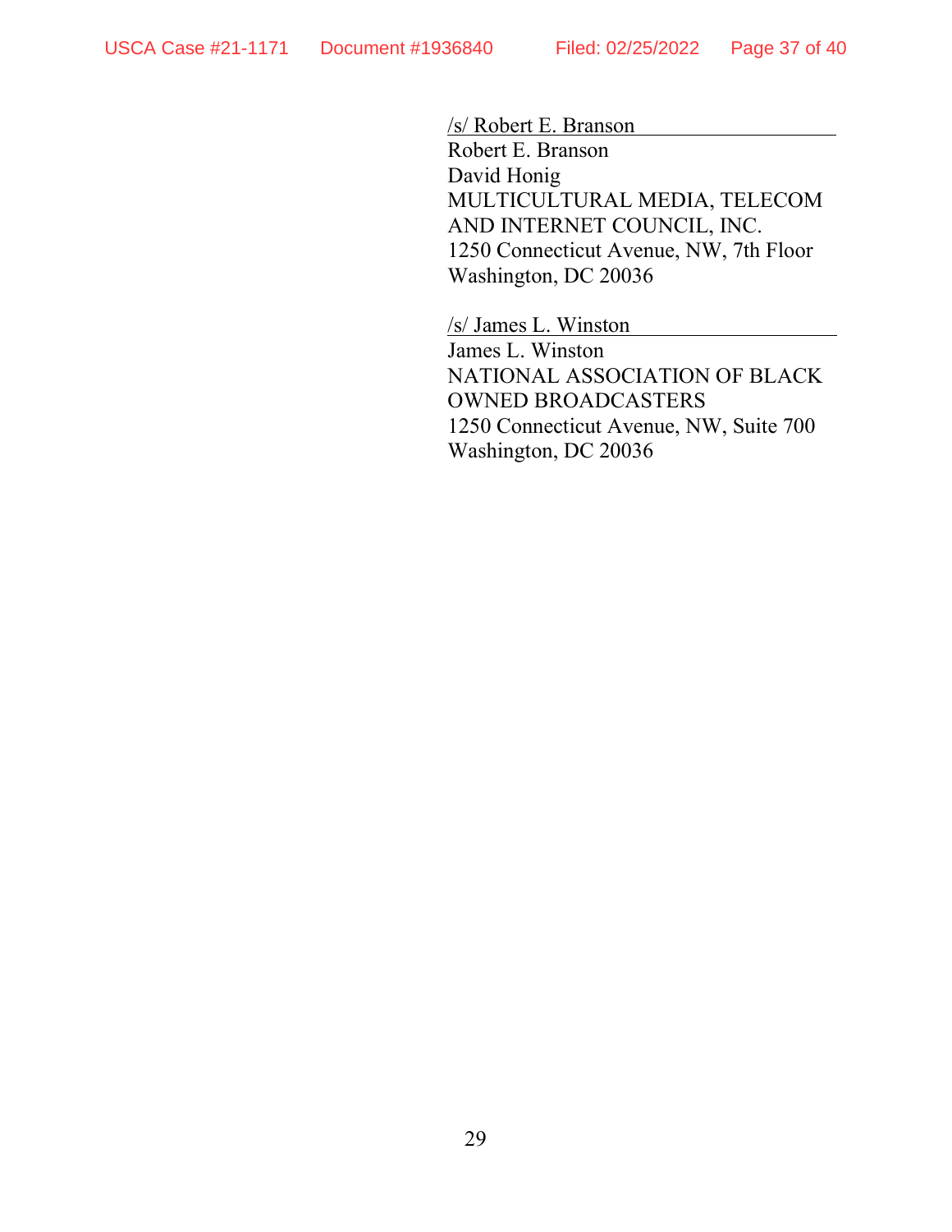/s/ Robert E. Branson
Robert E. Branson
David Honig
MULTICULTURAL MEDIA, TELECOM AND INTERNET COUNCIL, INC.
1250 Connecticut Avenue, NW, 7th Floor
Washington, DC 20036

/s/ James L. Winston
James L. Winston
NATIONAL ASSOCIATION OF BLACK OWNED BROADCASTERS
1250 Connecticut Avenue, NW, Suite 700
Washington, DC 20036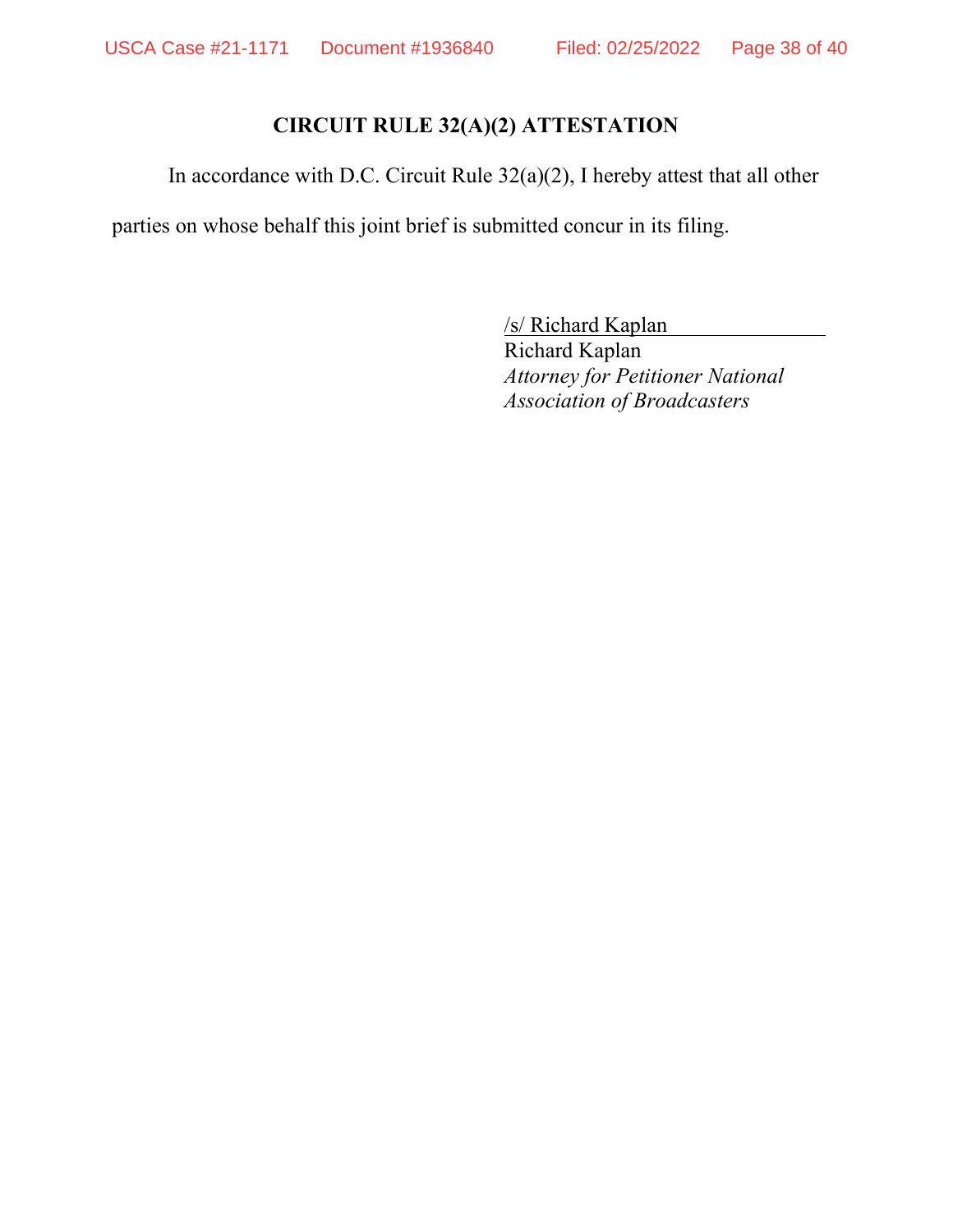## CIRCUIT RULE 32(A)(2) ATTESTATION

In accordance with D.C. Circuit Rule 32(a)(2), I hereby attest that all other parties on whose behalf this joint brief is submitted concur in its filing.

/s/ Richard Kaplan
Richard Kaplan
*Attorney for Petitioner National Association of Broadcasters*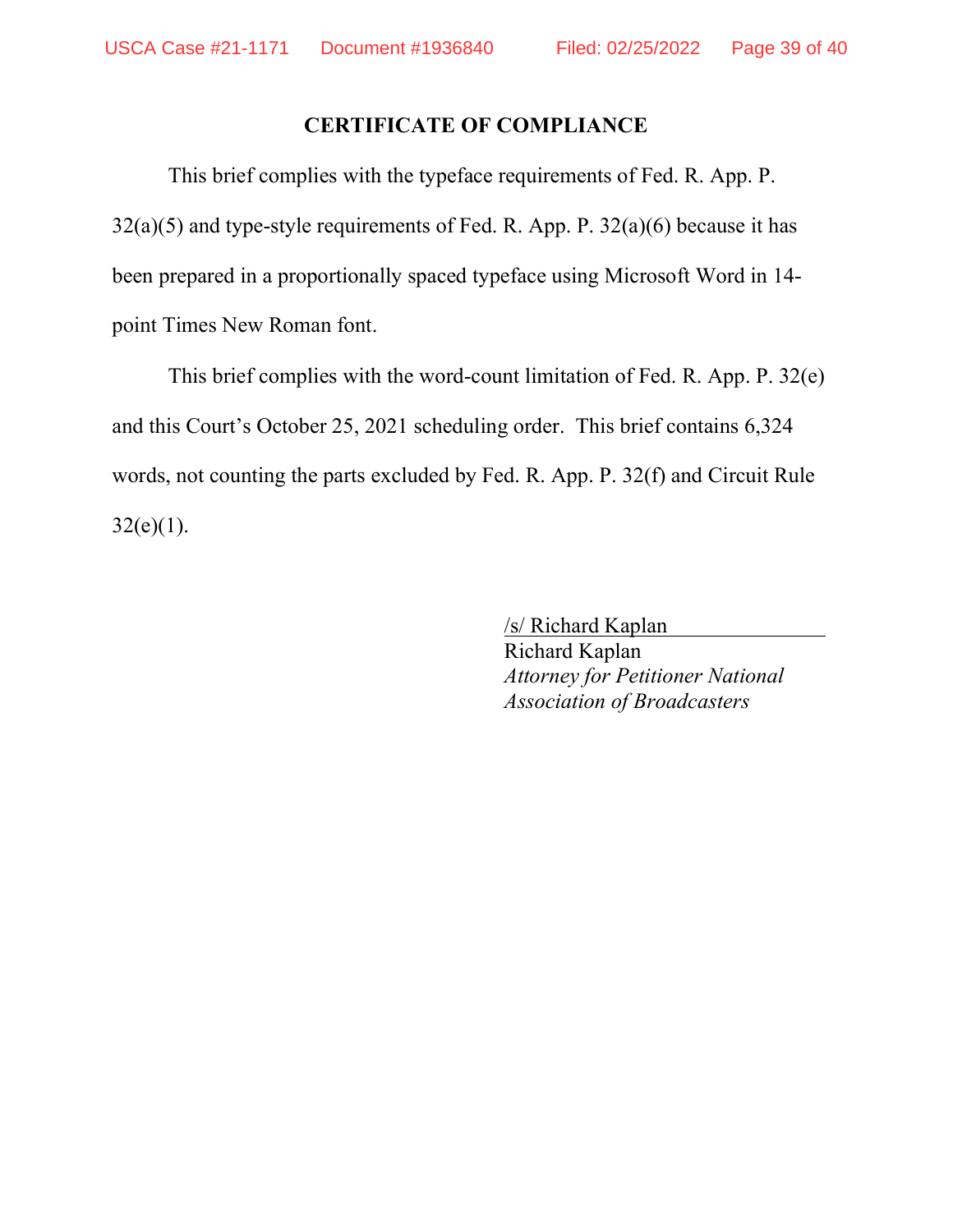**CERTIFICATE OF COMPLIANCE**

This brief complies with the typeface requirements of Fed. R. App. P. 32(a)(5) and type-style requirements of Fed. R. App. P. 32(a)(6) because it has been prepared in a proportionally spaced typeface using Microsoft Word in 14-point Times New Roman font.

This brief complies with the word-count limitation of Fed. R. App. P. 32(e) and this Court's October 25, 2021 scheduling order. This brief contains 6,324 words, not counting the parts excluded by Fed. R. App. P. 32(f) and Circuit Rule 32(e)(1).

/s/ Richard Kaplan
Richard Kaplan
*Attorney for Petitioner National Association of Broadcasters*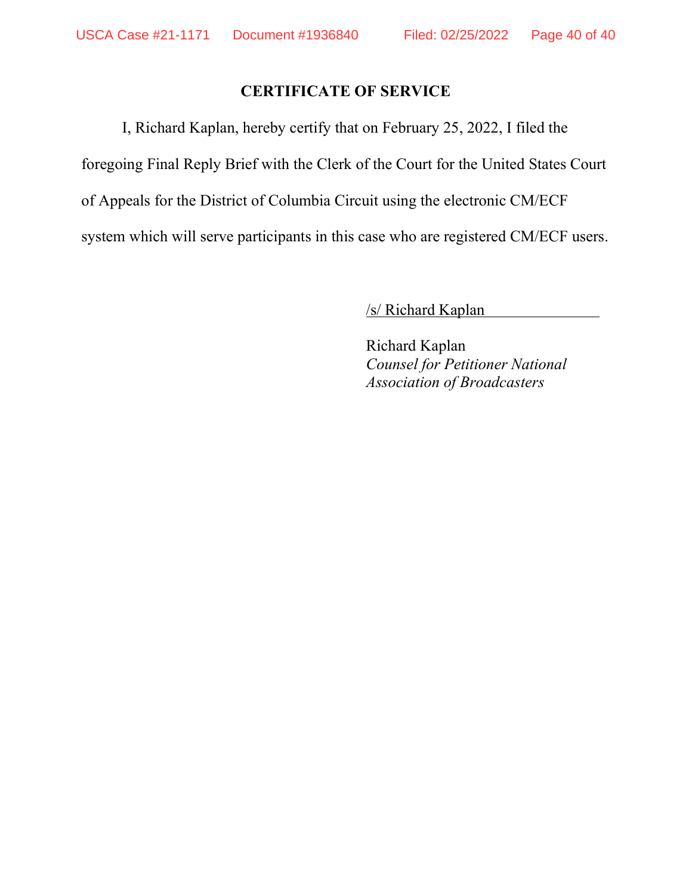# CERTIFICATE OF SERVICE

I, Richard Kaplan, hereby certify that on February 25, 2022, I filed the foregoing Final Reply Brief with the Clerk of the Court for the United States Court of Appeals for the District of Columbia Circuit using the electronic CM/ECF system which will serve participants in this case who are registered CM/ECF users.

/s/ Richard Kaplan

Richard Kaplan
*Counsel for Petitioner National Association of Broadcasters*